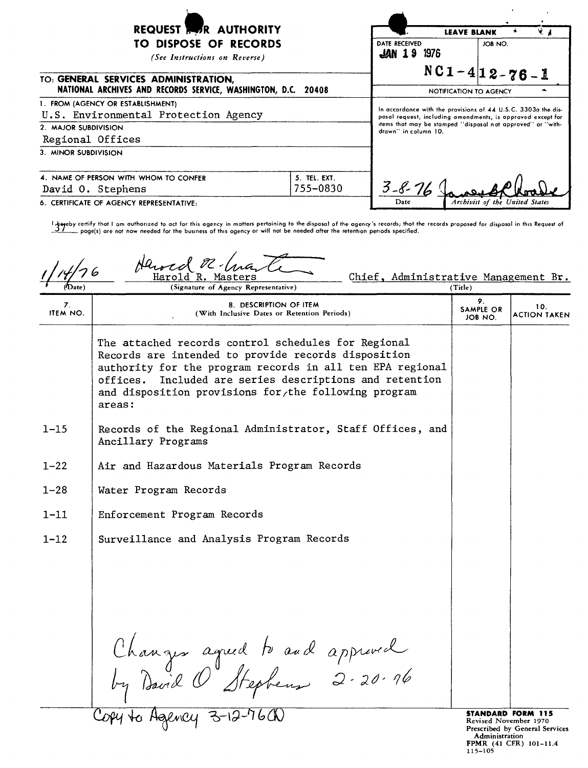# REQUEST FOR AUTHORITY TO DISPOSE OF RECORDS

*(See Instructions on Reverse)*

| LEAVE BLANK | |
|---|---|
| DATE RECEIVED JAN 19 1976 | JOB NO. NC1-412-76-1 |

NOTIFICATION TO AGENCY

In accordance with the provisions of 44 U.S.C. 3303a the disposal request, including amendments, is approved except for items that may be stamped "disposal not approved" or "withdrawn" in column 10.

3-8-76 — James B. Rhoads, Archivist of the United States

**TO: GENERAL SERVICES ADMINISTRATION, NATIONAL ARCHIVES AND RECORDS SERVICE, WASHINGTON, D.C. 20408**

1. FROM (AGENCY OR ESTABLISHMENT): U.S. Environmental Protection Agency
2. MAJOR SUBDIVISION: Regional Offices
3. MINOR SUBDIVISION:
4. NAME OF PERSON WITH WHOM TO CONFER: David O. Stephens
5. TEL. EXT.: 755-0830
6. CERTIFICATE OF AGENCY REPRESENTATIVE:

I hereby certify that I am authorized to act for this agency in matters pertaining to the disposal of the agency's records; that the records proposed for disposal in this Request of 37 page(s) are not now needed for the business of this agency or will not be needed after the retention periods specified.

| (Date) | (Signature of Agency Representative) | (Title) |
|---|---|---|
| 1/14/76 | Harold R. Masters | Chief, Administrative Management Br. |

| 7. ITEM NO. | 8. DESCRIPTION OF ITEM (With Inclusive Dates or Retention Periods) | 9. SAMPLE OR JOB NO. | 10. ACTION TAKEN |
|---|---|---|---|
| | The attached records control schedules for Regional Records are intended to provide records disposition authority for the program records in all ten EPA regional offices. Included are series descriptions and retention and disposition provisions for the following program areas: | | |
| 1-15 | Records of the Regional Administrator, Staff Offices, and Ancillary Programs | | |
| 1-22 | Air and Hazardous Materials Program Records | | |
| 1-28 | Water Program Records | | |
| 1-11 | Enforcement Program Records | | |
| 1-12 | Surveillance and Analysis Program Records | | |
| | Changes agreed to and approved by David O Stephens 2-20-76 | | |

Copy to Agency 3-12-76

**STANDARD FORM 115**
Revised November 1970
Prescribed by General Services Administration
FPMR (41 CFR) 101-11.4
115-105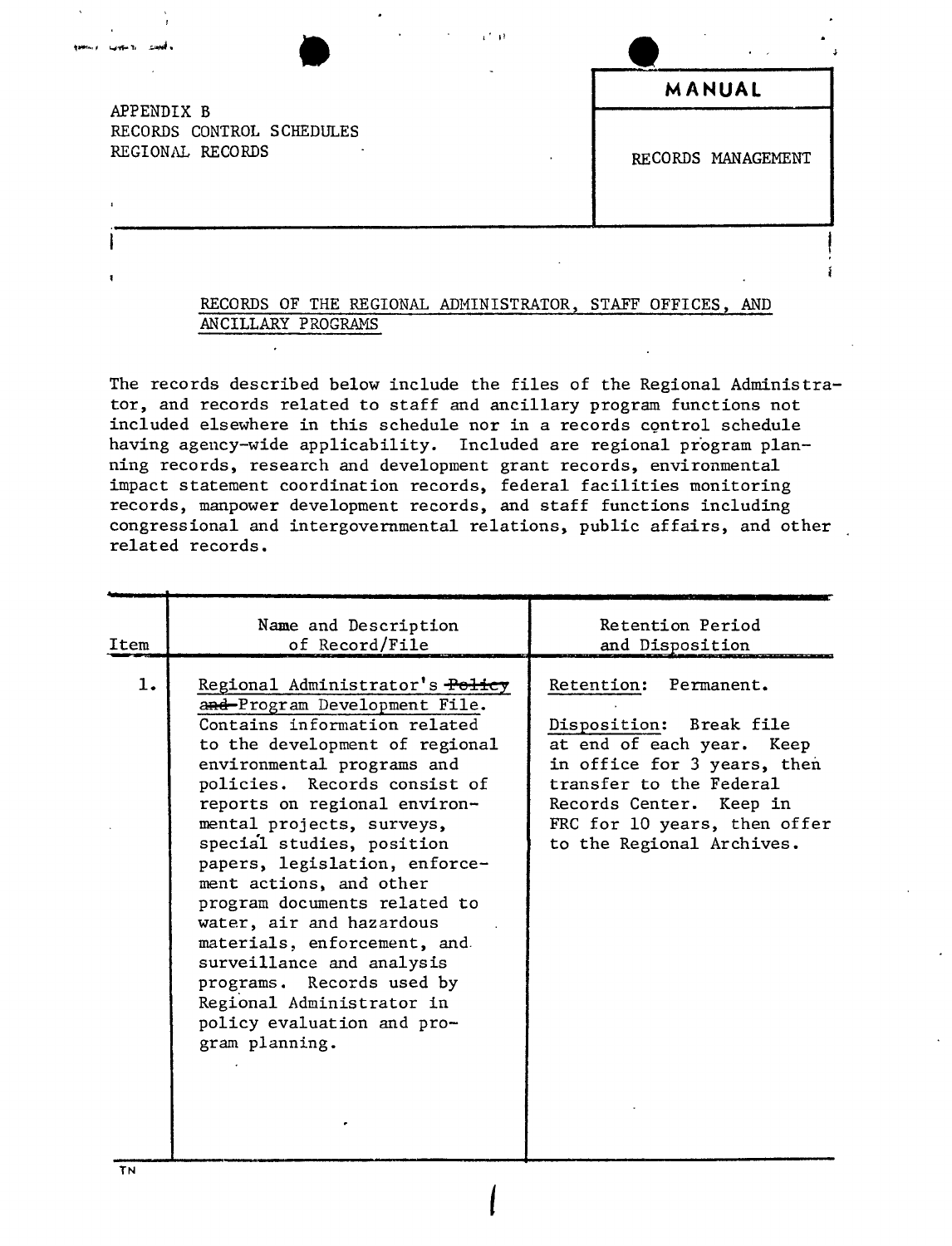APPENDIX B
RECORDS CONTROL SCHEDULES
REGIONAL RECORDS

**MANUAL**

RECORDS MANAGEMENT

RECORDS OF THE REGIONAL ADMINISTRATOR, STAFF OFFICES, AND ANCILLARY PROGRAMS

The records described below include the files of the Regional Administrator, and records related to staff and ancillary program functions not included elsewhere in this schedule nor in a records control schedule having agency-wide applicability. Included are regional program planning records, research and development grant records, environmental impact statement coordination records, federal facilities monitoring records, manpower development records, and staff functions including congressional and intergovernmental relations, public affairs, and other related records.

| Item | Name and Description of Record/File | Retention Period and Disposition |
|---|---|---|
| 1. | Regional Administrator's ~~Policy and~~ Program Development File. Contains information related to the development of regional environmental programs and policies. Records consist of reports on regional environmental projects, surveys, special studies, position papers, legislation, enforcement actions, and other program documents related to water, air and hazardous materials, enforcement, and surveillance and analysis programs. Records used by Regional Administrator in policy evaluation and program planning. | Retention: Permanent.<br><br>Disposition: Break file at end of each year. Keep in office for 3 years, then transfer to the Federal Records Center. Keep in FRC for 10 years, then offer to the Regional Archives. |

TN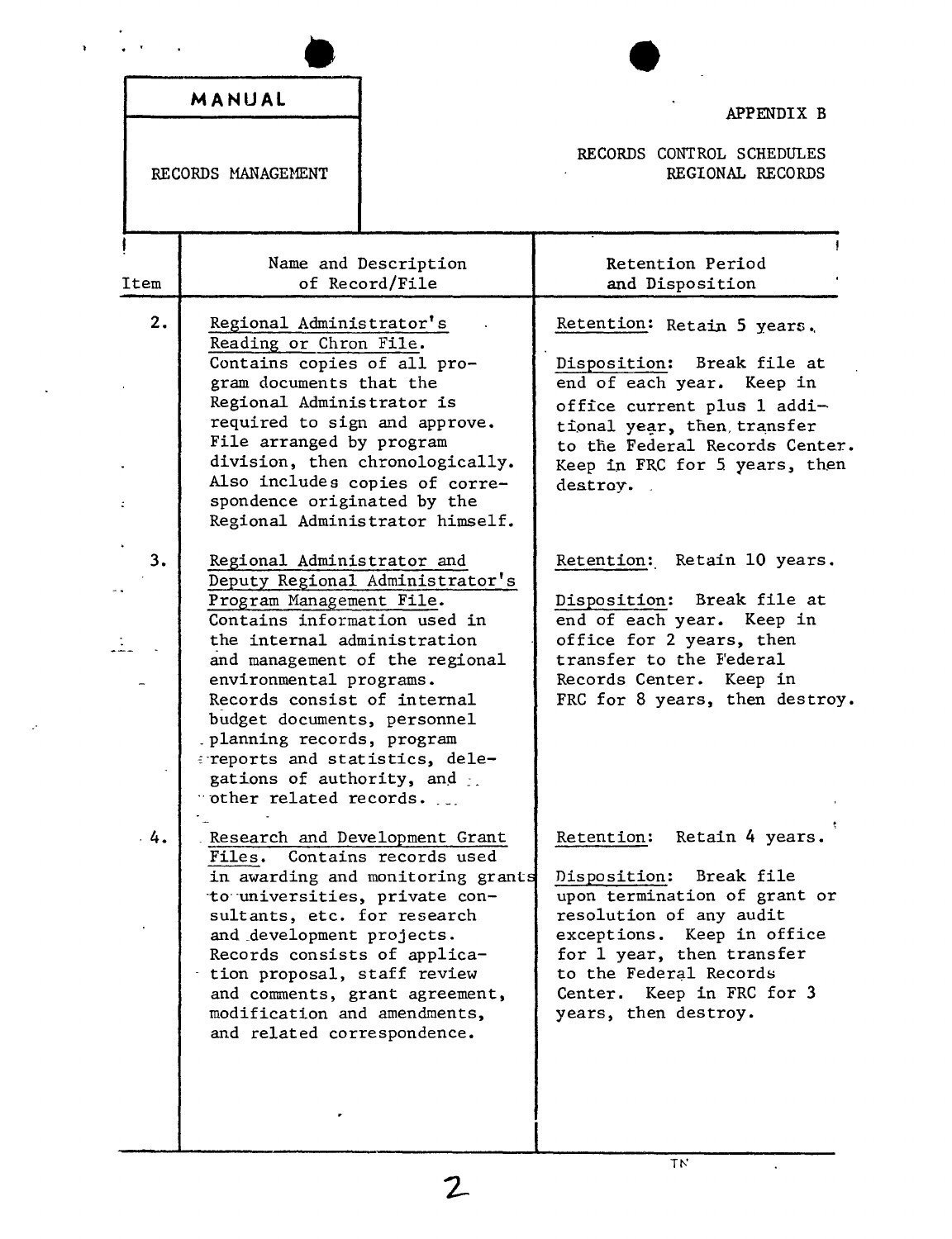MANUAL

RECORDS MANAGEMENT

APPENDIX B

RECORDS CONTROL SCHEDULES
REGIONAL RECORDS

| Item | Name and Description of Record/File | Retention Period and Disposition |
|---|---|---|
| 2. | Regional Administrator's Reading or Chron File. Contains copies of all program documents that the Regional Administrator is required to sign and approve. File arranged by program division, then chronologically. Also includes copies of correspondence originated by the Regional Administrator himself. | Retention: Retain 5 years. Disposition: Break file at end of each year. Keep in office current plus 1 additional year, then transfer to the Federal Records Center. Keep in FRC for 5 years, then destroy. |
| 3. | Regional Administrator and Deputy Regional Administrator's Program Management File. Contains information used in the internal administration and management of the regional environmental programs. Records consist of internal budget documents, personnel planning records, program reports and statistics, delegations of authority, and other related records. | Retention: Retain 10 years. Disposition: Break file at end of each year. Keep in office for 2 years, then transfer to the Federal Records Center. Keep in FRC for 8 years, then destroy. |
| 4. | Research and Development Grant Files. Contains records used in awarding and monitoring grants to universities, private consultants, etc. for research and development projects. Records consists of application proposal, staff review and comments, grant agreement, modification and amendments, and related correspondence. | Retention: Retain 4 years. Disposition: Break file upon termination of grant or resolution of any audit exceptions. Keep in office for 1 year, then transfer to the Federal Records Center. Keep in FRC for 3 years, then destroy. |

TN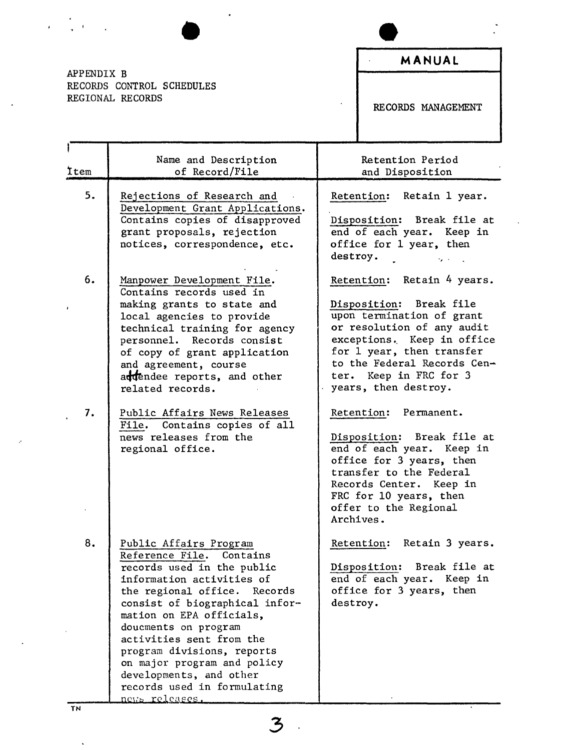APPENDIX B
RECORDS CONTROL SCHEDULES
REGIONAL RECORDS

**MANUAL**

RECORDS MANAGEMENT

| Item | Name and Description of Record/File | Retention Period and Disposition |
|---|---|---|
| 5. | Rejections of Research and Development Grant Applications. Contains copies of disapproved grant proposals, rejection notices, correspondence, etc. | Retention: Retain 1 year.<br><br>Disposition: Break file at end of each year. Keep in office for 1 year, then destroy. |
| 6. | Manpower Development File. Contains records used in making grants to state and local agencies to provide technical training for agency personnel. Records consist of copy of grant application and agreement, course attendee reports, and other related records. | Retention: Retain 4 years.<br><br>Disposition: Break file upon termination of grant or resolution of any audit exceptions. Keep in office for 1 year, then transfer to the Federal Records Center. Keep in FRC for 3 years, then destroy. |
| 7. | Public Affairs News Releases File. Contains copies of all news releases from the regional office. | Retention: Permanent.<br><br>Disposition: Break file at end of each year. Keep in office for 3 years, then transfer to the Federal Records Center. Keep in FRC for 10 years, then offer to the Regional Archives. |
| 8. | Public Affairs Program Reference File. Contains records used in the public information activities of the regional office. Records consist of biographical information on EPA officials, doucments on program activities sent from the program divisions, reports on major program and policy developments, and other records used in formulating news releases. | Retention: Retain 3 years.<br><br>Disposition: Break file at end of each year. Keep in office for 3 years, then destroy. |

TN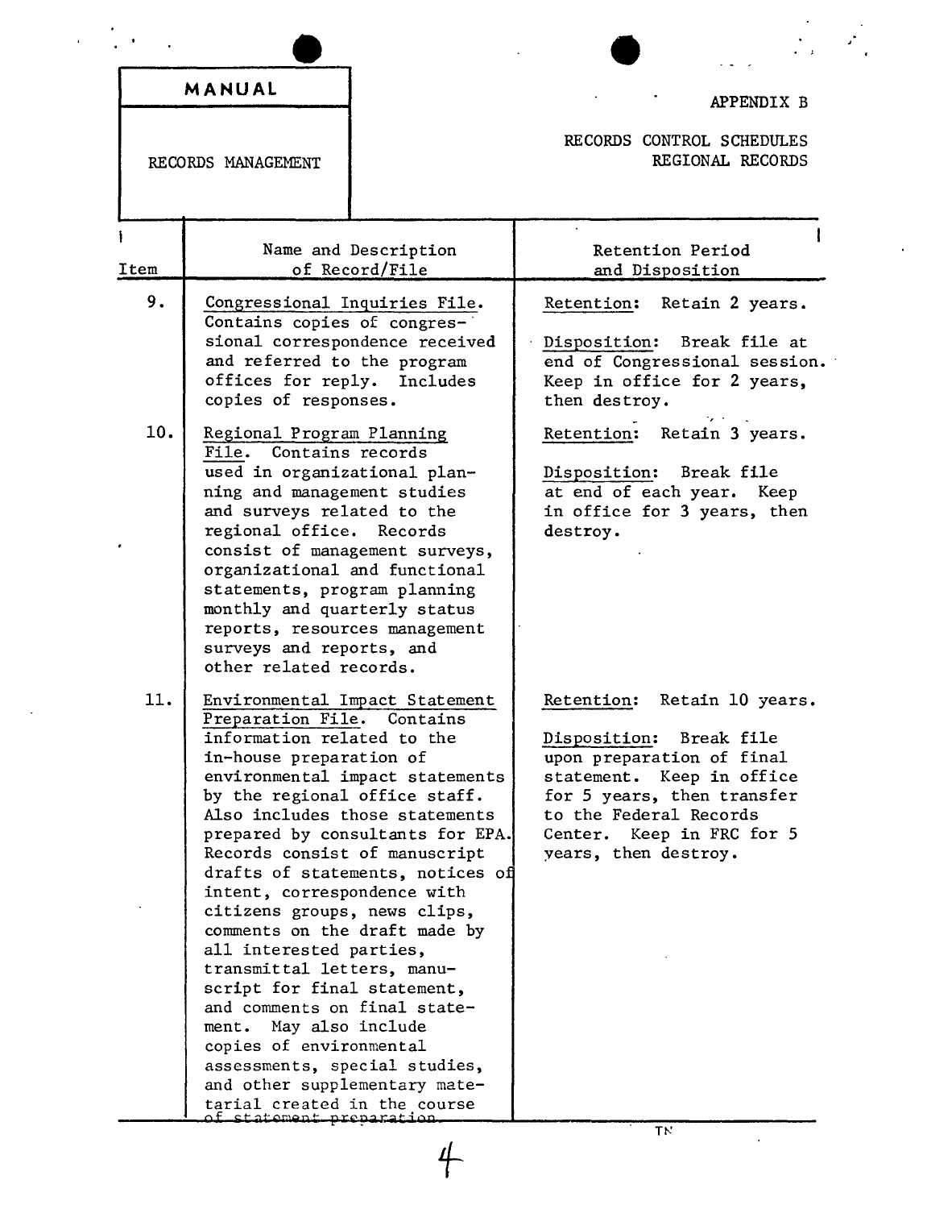| MANUAL | APPENDIX B |
| --- | --- |
| RECORDS MANAGEMENT | RECORDS CONTROL SCHEDULES REGIONAL RECORDS |

| Item | Name and Description of Record/File | Retention Period and Disposition |
| --- | --- | --- |
| 9. | Congressional Inquiries File. Contains copies of congressional correspondence received and referred to the program offices for reply. Includes copies of responses. | Retention: Retain 2 years.<br><br>Disposition: Break file at end of Congressional session. Keep in office for 2 years, then destroy. |
| 10. | Regional Program Planning File. Contains records used in organizational planning and management studies and surveys related to the regional office. Records consist of management surveys, organizational and functional statements, program planning monthly and quarterly status reports, resources management surveys and reports, and other related records. | Retention: Retain 3 years.<br><br>Disposition: Break file at end of each year. Keep in office for 3 years, then destroy. |
| 11. | Environmental Impact Statement Preparation File. Contains information related to the in-house preparation of environmental impact statements by the regional office staff. Also includes those statements prepared by consultants for EPA. Records consist of manuscript drafts of statements, notices of intent, correspondence with citizens groups, news clips, comments on the draft made by all interested parties, transmittal letters, manuscript for final statement, and comments on final statement. May also include copies of environmental assessments, special studies, and other supplementary matetarial created in the course of statement preparation. | Retention: Retain 10 years.<br><br>Disposition: Break file upon preparation of final statement. Keep in office for 5 years, then transfer to the Federal Records Center. Keep in FRC for 5 years, then destroy. |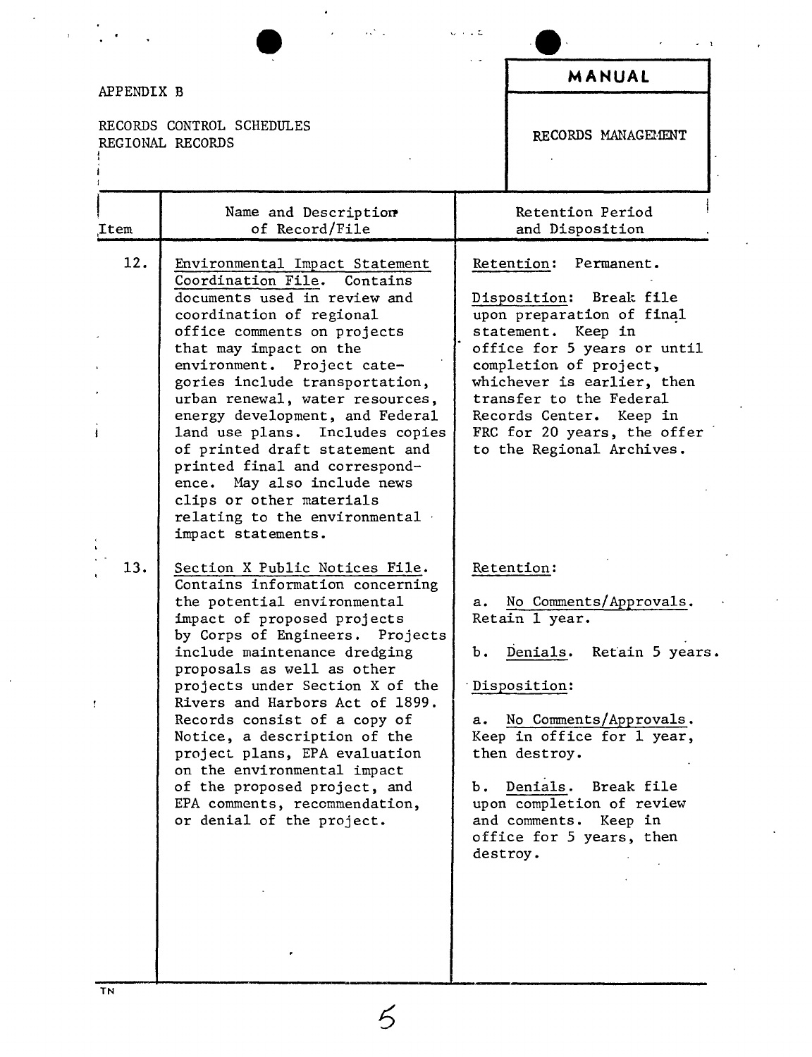APPENDIX B

RECORDS CONTROL SCHEDULES
REGIONAL RECORDS

**MANUAL**

RECORDS MANAGEMENT

| Item | Name and Description of Record/File | Retention Period and Disposition |
|---|---|---|
| 12. | Environmental Impact Statement Coordination File. Contains documents used in review and coordination of regional office comments on projects that may impact on the environment. Project categories include transportation, urban renewal, water resources, energy development, and Federal land use plans. Includes copies of printed draft statement and printed final and correspondence. May also include news clips or other materials relating to the environmental impact statements. | Retention: Permanent.<br><br>Disposition: Break file upon preparation of final statement. Keep in office for 5 years or until completion of project, whichever is earlier, then transfer to the Federal Records Center. Keep in FRC for 20 years, the offer to the Regional Archives. |
| 13. | Section X Public Notices File. Contains information concerning the potential environmental impact of proposed projects by Corps of Engineers. Projects include maintenance dredging proposals as well as other projects under Section X of the Rivers and Harbors Act of 1899. Records consist of a copy of Notice, a description of the project plans, EPA evaluation on the environmental impact of the proposed project, and EPA comments, recommendation, or denial of the project. | Retention:<br><br>a. No Comments/Approvals. Retain 1 year.<br><br>b. Denials. Retain 5 years.<br><br>Disposition:<br><br>a. No Comments/Approvals. Keep in office for 1 year, then destroy.<br><br>b. Denials. Break file upon completion of review and comments. Keep in office for 5 years, then destroy. |

TN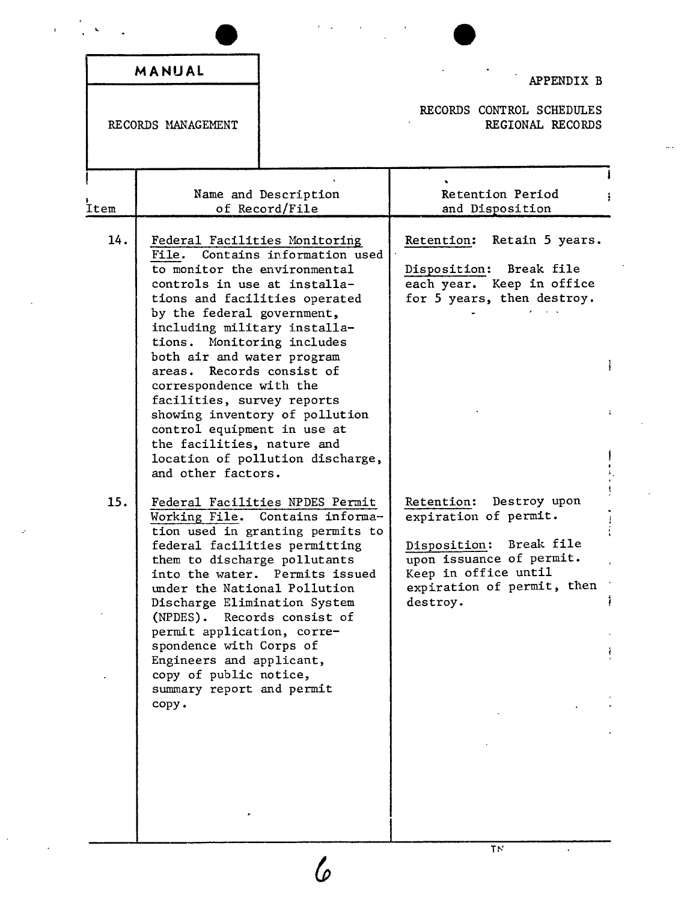| MANUAL | APPENDIX B |
|---|---|
| RECORDS MANAGEMENT | RECORDS CONTROL SCHEDULES REGIONAL RECORDS |

| Item | Name and Description of Record/File | Retention Period and Disposition |
|---|---|---|
| 14. | Federal Facilities Monitoring File. Contains information used to monitor the environmental controls in use at installations and facilities operated by the federal government, including military installations. Monitoring includes both air and water program areas. Records consist of correspondence with the facilities, survey reports showing inventory of pollution control equipment in use at the facilities, nature and location of pollution discharge, and other factors. | Retention: Retain 5 years.<br><br>Disposition: Break file each year. Keep in office for 5 years, then destroy. |
| 15. | Federal Facilities NPDES Permit Working File. Contains information used in granting permits to federal facilities permitting them to discharge pollutants into the water. Permits issued under the National Pollution Discharge Elimination System (NPDES). Records consist of permit application, correspondence with Corps of Engineers and applicant, copy of public notice, summary report and permit copy. | Retention: Destroy upon expiration of permit.<br><br>Disposition: Break file upon issuance of permit. Keep in office until expiration of permit, then destroy. |

TN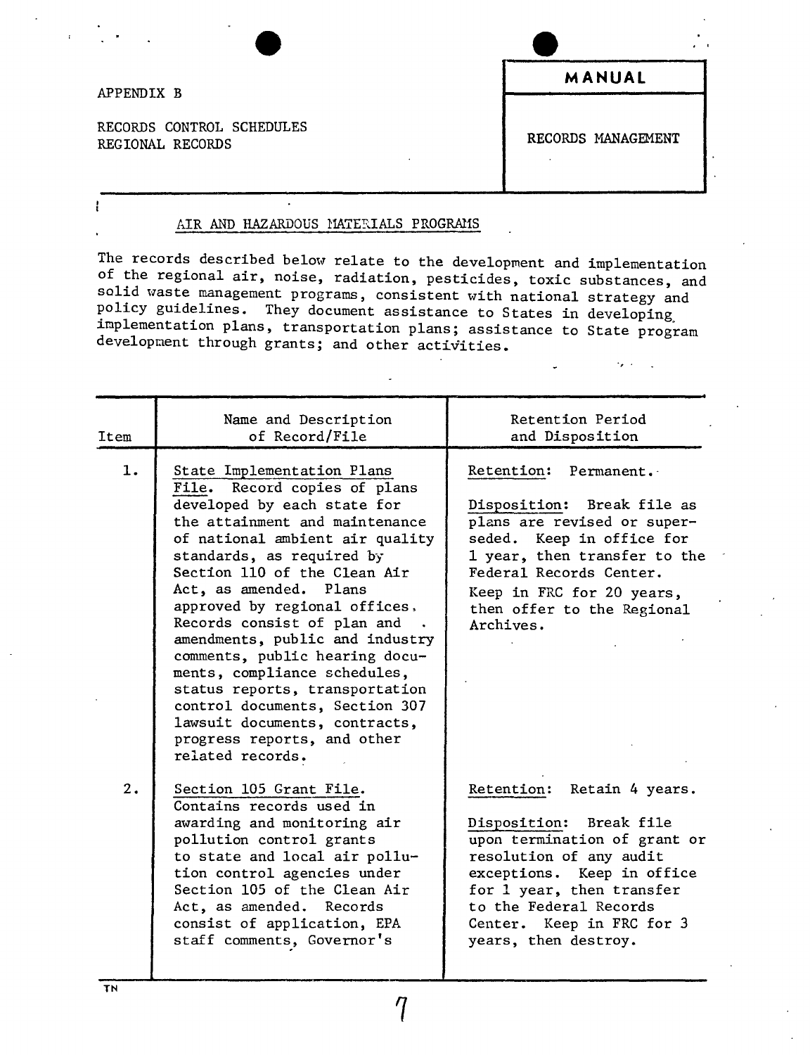APPENDIX B

RECORDS CONTROL SCHEDULES
REGIONAL RECORDS

**MANUAL**

RECORDS MANAGEMENT

## AIR AND HAZARDOUS MATERIALS PROGRAMS

The records described below relate to the development and implementation of the regional air, noise, radiation, pesticides, toxic substances, and solid waste management programs, consistent with national strategy and policy guidelines. They document assistance to States in developing implementation plans, transportation plans; assistance to State program development through grants; and other activities.

| Item | Name and Description of Record/File | Retention Period and Disposition |
|---|---|---|
| 1. | State Implementation Plans File. Record copies of plans developed by each state for the attainment and maintenance of national ambient air quality standards, as required by Section 110 of the Clean Air Act, as amended. Plans approved by regional offices. Records consist of plan and amendments, public and industry comments, public hearing documents, compliance schedules, status reports, transportation control documents, Section 307 lawsuit documents, contracts, progress reports, and other related records. | Retention: Permanent.<br><br>Disposition: Break file as plans are revised or superseded. Keep in office for 1 year, then transfer to the Federal Records Center. Keep in FRC for 20 years, then offer to the Regional Archives. |
| 2. | Section 105 Grant File. Contains records used in awarding and monitoring air pollution control grants to state and local air pollution control agencies under Section 105 of the Clean Air Act, as amended. Records consist of application, EPA staff comments, Governor's | Retention: Retain 4 years.<br><br>Disposition: Break file upon termination of grant or resolution of any audit exceptions. Keep in office for 1 year, then transfer to the Federal Records Center. Keep in FRC for 3 years, then destroy. |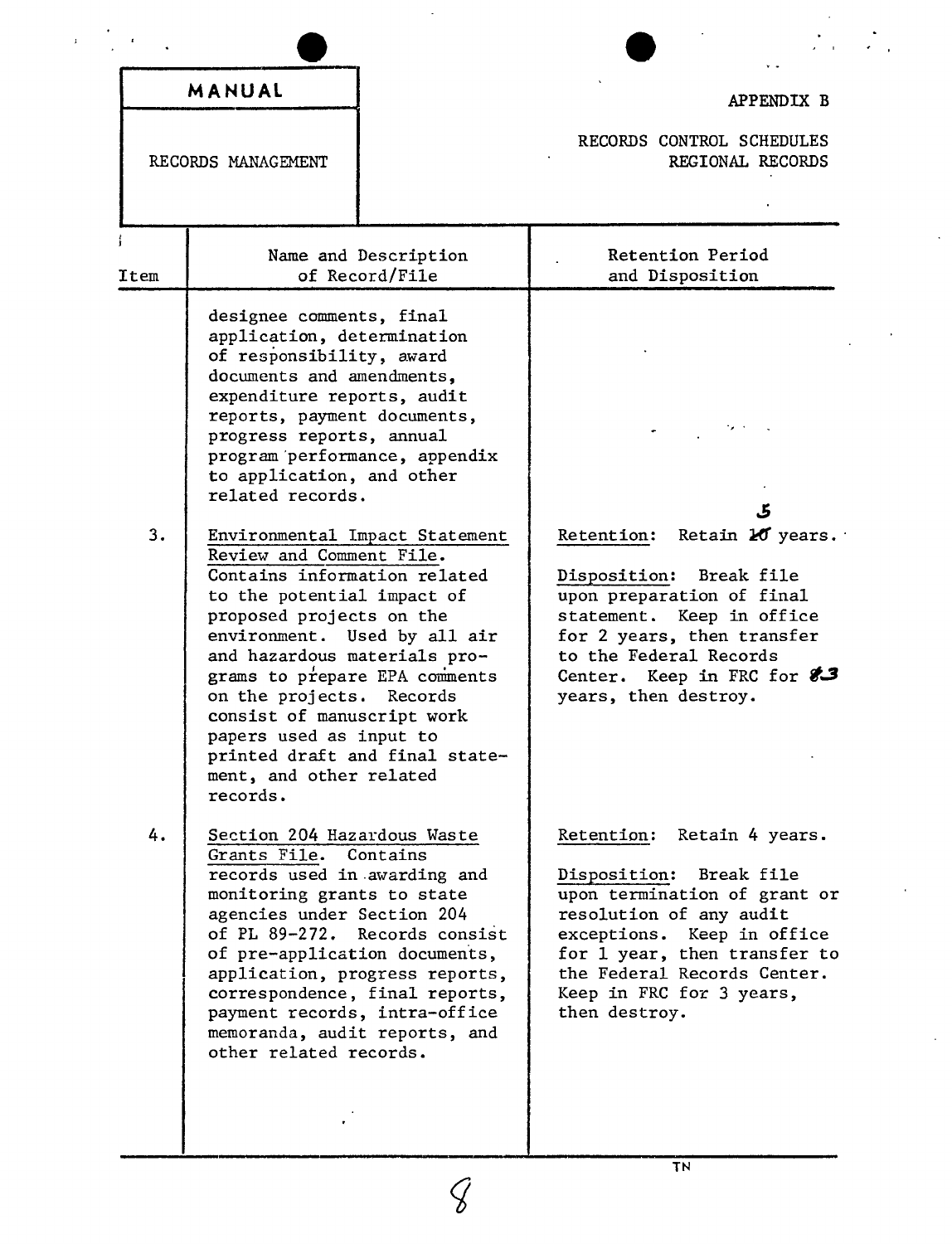| MANUAL | APPENDIX B |
| --- | --- |
| RECORDS MANAGEMENT | RECORDS CONTROL SCHEDULES REGIONAL RECORDS |

| Item | Name and Description of Record/File | Retention Period and Disposition |
| --- | --- | --- |
| | designee comments, final application, determination of responsibility, award documents and amendments, expenditure reports, audit reports, payment documents, progress reports, annual program performance, appendix to application, and other related records. | |
| 3. | <u>Environmental Impact Statement Review and Comment File</u>. Contains information related to the potential impact of proposed projects on the environment. Used by all air and hazardous materials programs to prepare EPA comments on the projects. Records consist of manuscript work papers used as input to printed draft and final statement, and other related records. | <u>Retention</u>: Retain ~~10~~ 5 years.<br><br><u>Disposition</u>: Break file upon preparation of final statement. Keep in office for 2 years, then transfer to the Federal Records Center. Keep in FRC for ~~8~~ 3 years, then destroy. |
| 4. | <u>Section 204 Hazardous Waste Grants File</u>. Contains records used in awarding and monitoring grants to state agencies under Section 204 of PL 89-272. Records consist of pre-application documents, application, progress reports, correspondence, final reports, payment records, intra-office memoranda, audit reports, and other related records. | <u>Retention</u>: Retain 4 years.<br><br><u>Disposition</u>: Break file upon termination of grant or resolution of any audit exceptions. Keep in office for 1 year, then transfer to the Federal Records Center. Keep in FRC for 3 years, then destroy. |

TN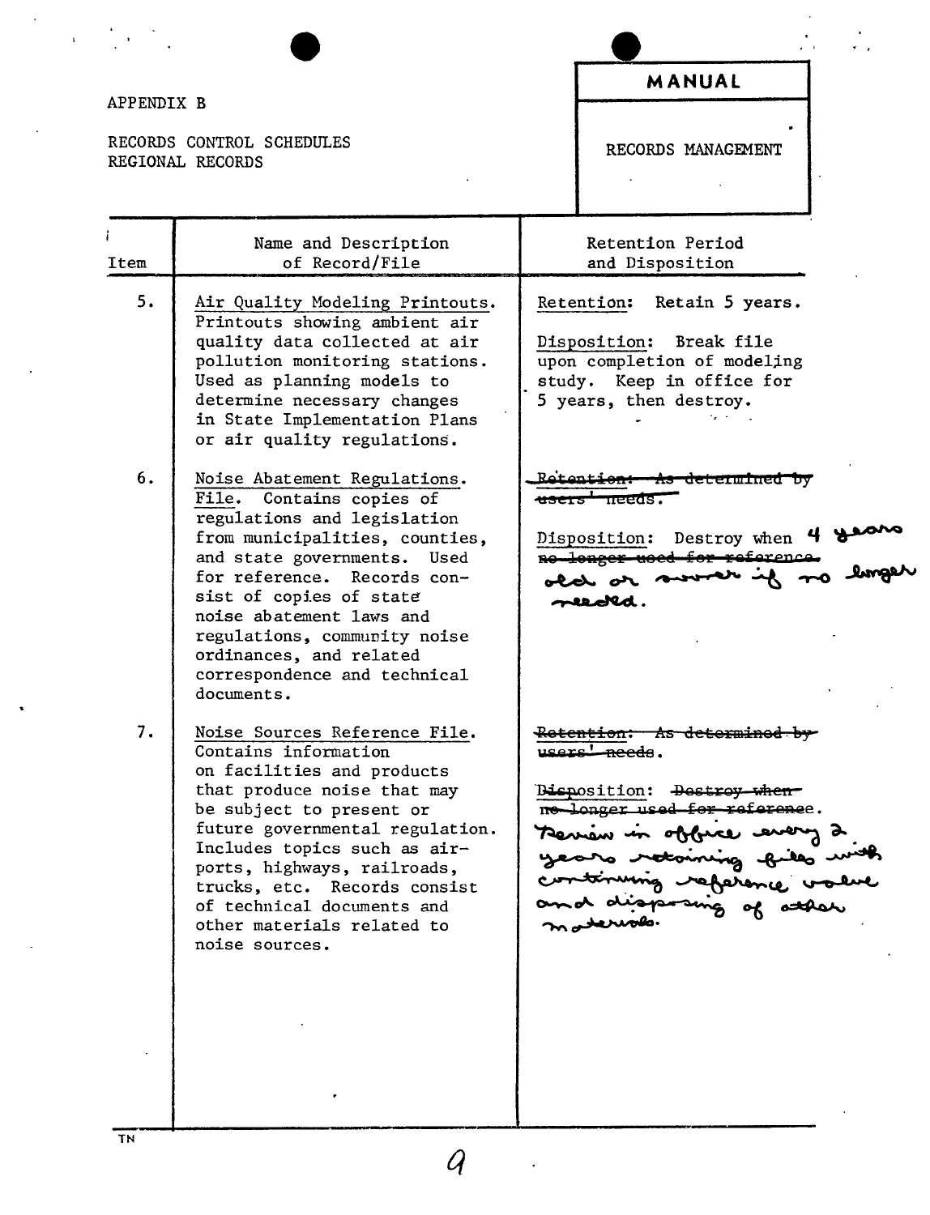APPENDIX B

RECORDS CONTROL SCHEDULES
REGIONAL RECORDS

**MANUAL**

RECORDS MANAGEMENT

| Item | Name and Description of Record/File | Retention Period and Disposition |
|---|---|---|
| 5. | Air Quality Modeling Printouts. Printouts showing ambient air quality data collected at air pollution monitoring stations. Used as planning models to determine necessary changes in State Implementation Plans or air quality regulations. | Retention: Retain 5 years. <br><br> Disposition: Break file upon completion of modeling study. Keep in office for 5 years, then destroy. |
| 6. | Noise Abatement Regulations. File. Contains copies of regulations and legislation from municipalities, counties, and state governments. Used for reference. Records consist of copies of state noise abatement laws and regulations, community noise ordinances, and related correspondence and technical documents. | ~~Retention: As determined by users' needs.~~ <br><br> Disposition: Destroy when ~~no longer used for reference.~~ 4 years old or sooner if no longer needed. |
| 7. | Noise Sources Reference File. Contains information on facilities and products that produce noise that may be subject to present or future governmental regulation. Includes topics such as airports, highways, railroads, trucks, etc. Records consist of technical documents and other materials related to noise sources. | ~~Retention: As determined by users' needs.~~ <br><br> Disposition: ~~Destroy when no longer used for reference.~~ Review in office every 2 years retaining files with continuing reference value and disposing of other materials. |

TN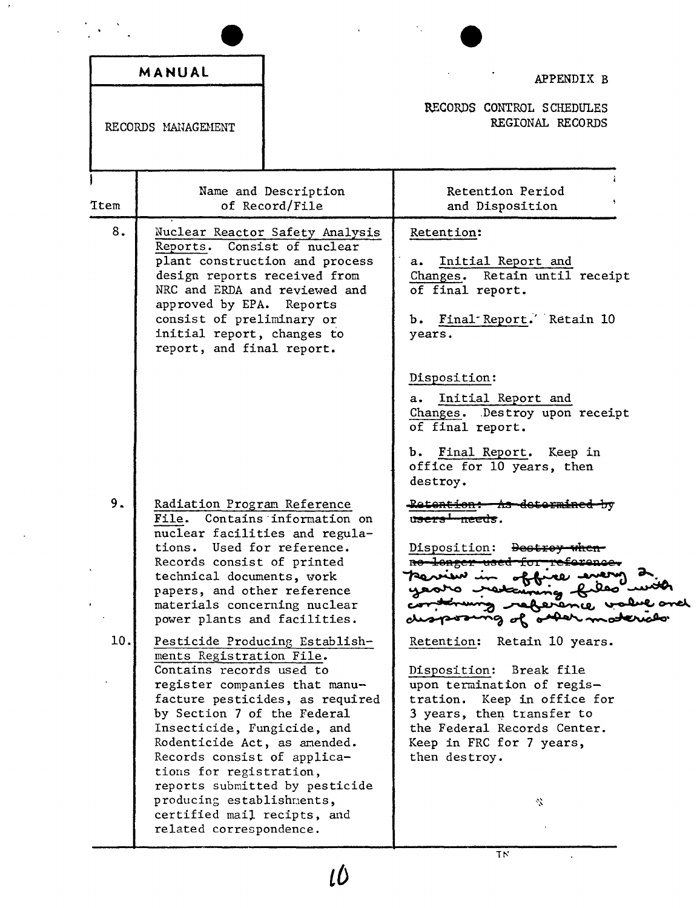| MANUAL | APPENDIX B |
|---|---|
| RECORDS MANAGEMENT | RECORDS CONTROL SCHEDULES REGIONAL RECORDS |

| Item | Name and Description of Record/File | Retention Period and Disposition |
|---|---|---|
| 8. | Nuclear Reactor Safety Analysis Reports. Consist of nuclear plant construction and process design reports received from NRC and ERDA and reviewed and approved by EPA. Reports consist of preliminary or initial report, changes to report, and final report. | Retention: <br><br> a. Initial Report and Changes. Retain until receipt of final report. <br><br> b. Final Report. Retain 10 years. <br><br> Disposition: <br><br> a. Initial Report and Changes. Destroy upon receipt of final report. <br><br> b. Final Report. Keep in office for 10 years, then destroy. |
| 9. | Radiation Program Reference File. Contains information on nuclear facilities and regulations. Used for reference. Records consist of printed technical documents, work papers, and other reference materials concerning nuclear power plants and facilities. | ~~Retention: As determined by users' needs~~. <br><br> Disposition: ~~Destroy when no longer used for reference.~~ Review in office every 2 years retaining files with continuing reference value and disposing of other materials |
| 10. | Pesticide Producing Establishments Registration File. Contains records used to register companies that manufacture pesticides, as required by Section 7 of the Federal Insecticide, Fungicide, and Rodenticide Act, as amended. Records consist of applications for registration, reports submitted by pesticide producing establishments, certified mail recipts, and related correspondence. | Retention: Retain 10 years. <br><br> Disposition: Break file upon termination of registration. Keep in office for 3 years, then transfer to the Federal Records Center. Keep in FRC for 7 years, then destroy. |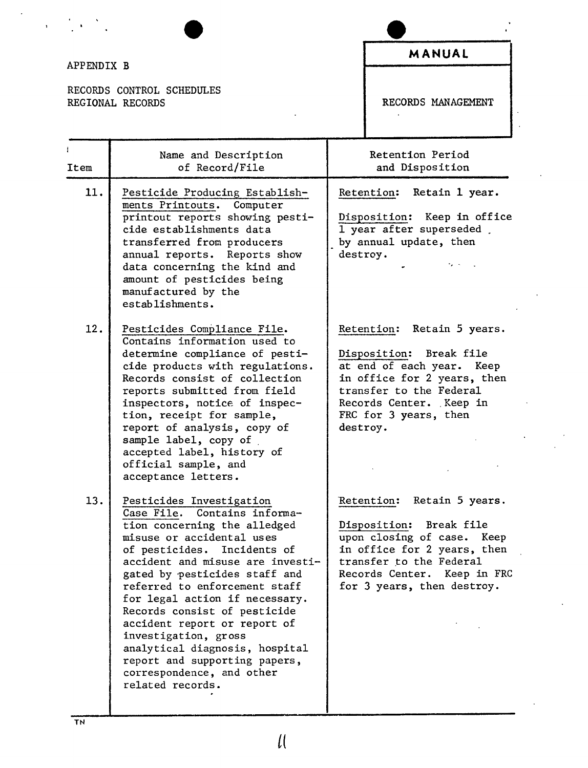APPENDIX B

RECORDS CONTROL SCHEDULES
REGIONAL RECORDS

**MANUAL**

RECORDS MANAGEMENT

| Item | Name and Description of Record/File | Retention Period and Disposition |
|---|---|---|
| 11. | Pesticide Producing Establishments Printouts. Computer printout reports showing pesticide establishments data transferred from producers annual reports. Reports show data concerning the kind and amount of pesticides being manufactured by the establishments. | Retention: Retain 1 year.<br><br>Disposition: Keep in office 1 year after superseded by annual update, then destroy. |
| 12. | Pesticides Compliance File. Contains information used to determine compliance of pesticide products with regulations. Records consist of collection reports submitted from field inspectors, notice of inspection, receipt for sample, report of analysis, copy of sample label, copy of accepted label, history of official sample, and acceptance letters. | Retention: Retain 5 years.<br><br>Disposition: Break file at end of each year. Keep in office for 2 years, then transfer to the Federal Records Center. Keep in FRC for 3 years, then destroy. |
| 13. | Pesticides Investigation Case File. Contains information concerning the alledged misuse or accidental uses of pesticides. Incidents of accident and misuse are investigated by pesticides staff and referred to enforcement staff for legal action if necessary. Records consist of pesticide accident report or report of investigation, gross analytical diagnosis, hospital report and supporting papers, correspondence, and other related records. | Retention: Retain 5 years.<br><br>Disposition: Break file upon closing of case. Keep in office for 2 years, then transfer to the Federal Records Center. Keep in FRC for 3 years, then destroy. |

TN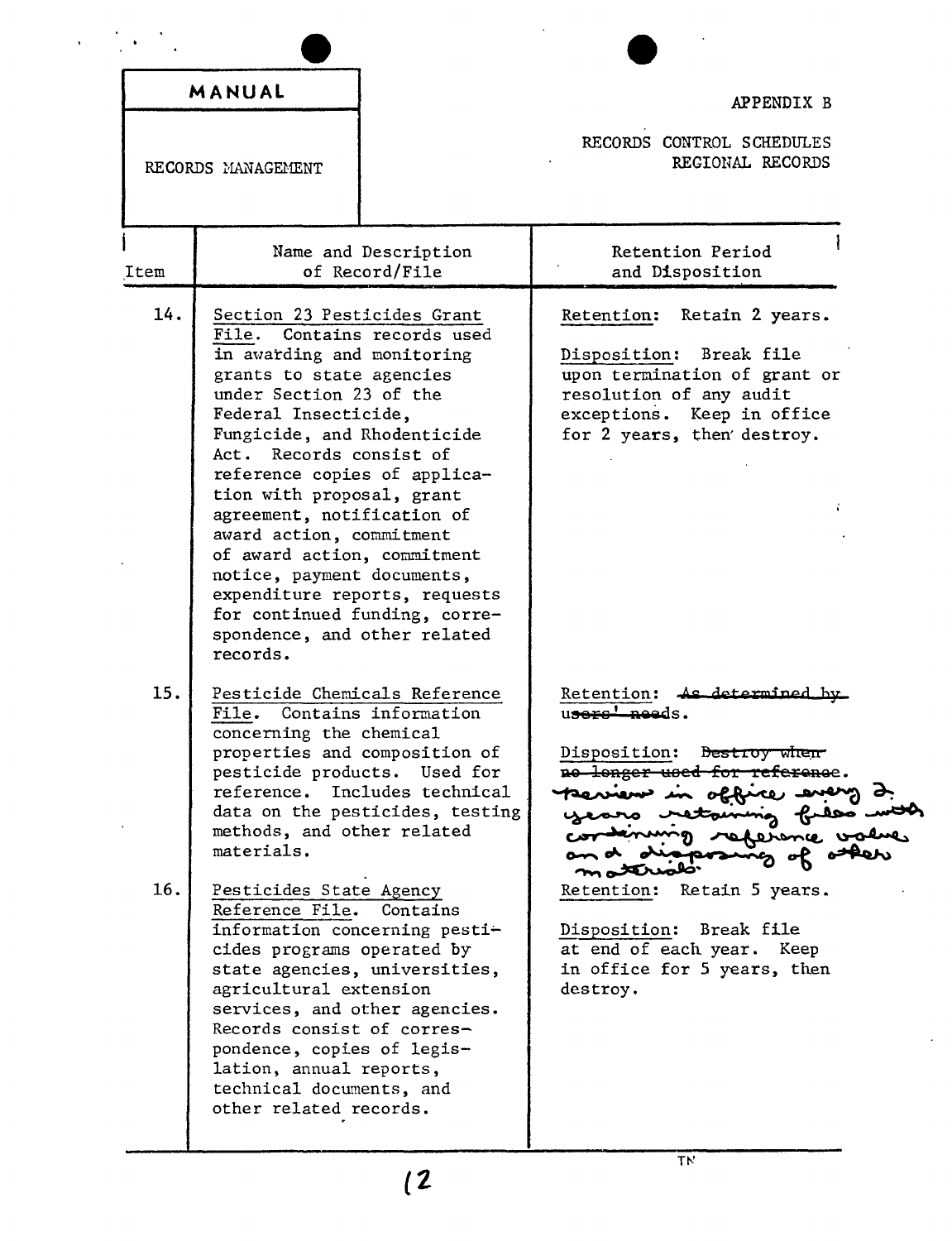| MANUAL | APPENDIX B |
| --- | --- |
| RECORDS MANAGEMENT | RECORDS CONTROL SCHEDULES REGIONAL RECORDS |

| Item | Name and Description of Record/File | Retention Period and Disposition |
| --- | --- | --- |
| 14. | Section 23 Pesticides Grant File. Contains records used in awarding and monitoring grants to state agencies under Section 23 of the Federal Insecticide, Fungicide, and Rhodenticide Act. Records consist of reference copies of application with proposal, grant agreement, notification of award action, commitment of award action, commitment notice, payment documents, expenditure reports, requests for continued funding, correspondence, and other related records. | Retention: Retain 2 years.<br><br>Disposition: Break file upon termination of grant or resolution of any audit exceptions. Keep in office for 2 years, then destroy. |
| 15. | Pesticide Chemicals Reference File. Contains information concerning the chemical properties and composition of pesticide products. Used for reference. Includes technical data on the pesticides, testing methods, and other related materials. | Retention: ~~As determined by users' needs~~.<br><br>Disposition: ~~Destroy when no longer used for reference~~. Review in office every 2 years retaining files with continuing reference value and disposing of other materials. |
| 16. | Pesticides State Agency Reference File. Contains information concerning pesticides programs operated by state agencies, universities, agricultural extension services, and other agencies. Records consist of correspondence, copies of legislation, annual reports, technical documents, and other related records. | Retention: Retain 5 years.<br><br>Disposition: Break file at end of each year. Keep in office for 5 years, then destroy. |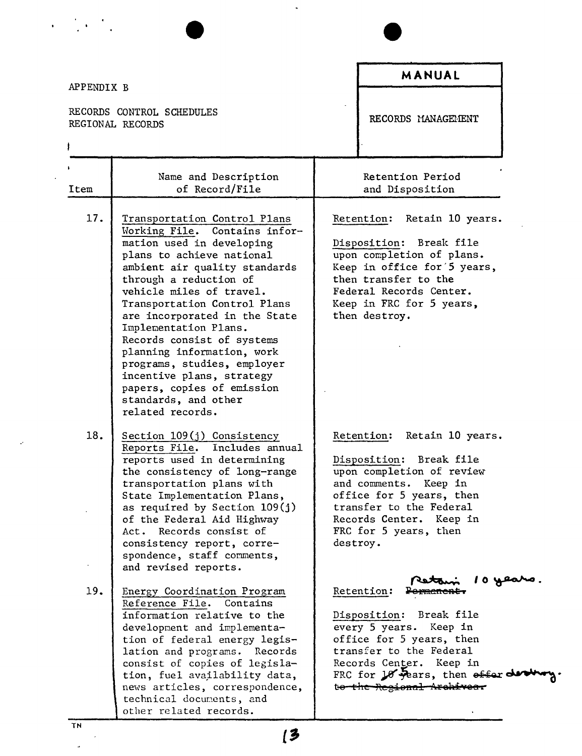APPENDIX B

RECORDS CONTROL SCHEDULES
REGIONAL RECORDS

| MANUAL |
|---|
| RECORDS MANAGEMENT |

| Item | Name and Description of Record/File | Retention Period and Disposition |
|---|---|---|
| 17. | Transportation Control Plans Working File. Contains information used in developing plans to achieve national ambient air quality standards through a reduction of vehicle miles of travel. Transportation Control Plans are incorporated in the State Implementation Plans. Records consist of systems planning information, work programs, studies, employer incentive plans, strategy papers, copies of emission standards, and other related records. | Retention: Retain 10 years.<br><br>Disposition: Break file upon completion of plans. Keep in office for 5 years, then transfer to the Federal Records Center. Keep in FRC for 5 years, then destroy. |
| 18. | Section 109(j) Consistency Reports File. Includes annual reports used in determining the consistency of long-range transportation plans with State Implementation Plans, as required by Section 109(j) of the Federal Aid Highway Act. Records consist of consistency report, correspondence, staff comments, and revised reports. | Retention: Retain 10 years.<br><br>Disposition: Break file upon completion of review and comments. Keep in office for 5 years, then transfer to the Federal Records Center. Keep in FRC for 5 years, then destroy. |
| 19. | Energy Coordination Program Reference File. Contains information relative to the development and implementation of federal energy legislation and programs. Records consist of copies of legislation, fuel availability data, news articles, correspondence, technical documents, and other related records. | Retention: ~~Permanent.~~ Retain 10 years.<br><br>Disposition: Break file every 5 years. Keep in office for 5 years, then transfer to the Federal Records Center. Keep in FRC for ~~10~~ 5 years, then ~~offer to the Regional Archives.~~ destroy. |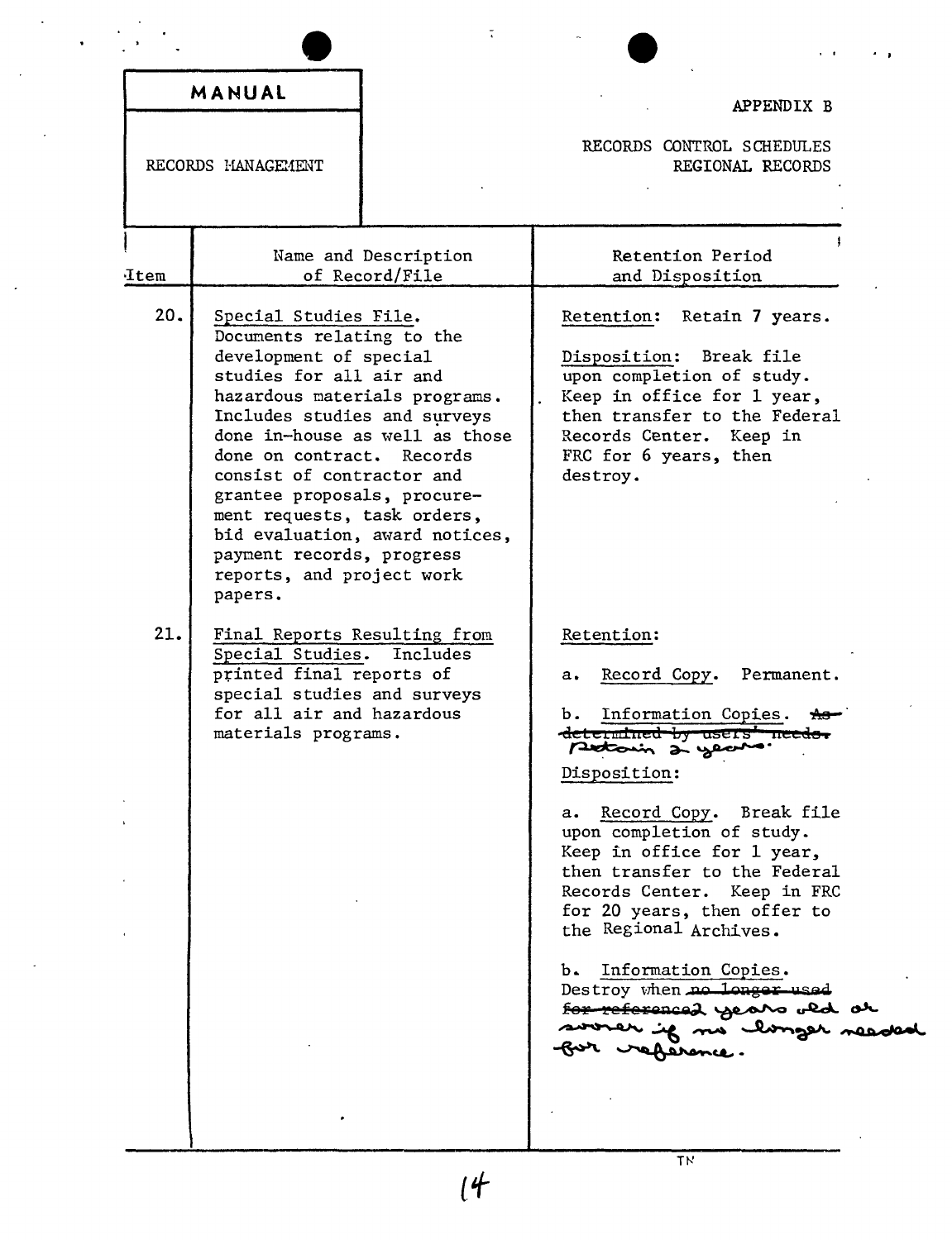| MANUAL | APPENDIX B |
| --- | --- |
| RECORDS MANAGEMENT | RECORDS CONTROL SCHEDULES<br>REGIONAL RECORDS |

| Item | Name and Description of Record/File | Retention Period and Disposition |
| --- | --- | --- |
| 20. | Special Studies File. Documents relating to the development of special studies for all air and hazardous materials programs. Includes studies and surveys done in-house as well as those done on contract. Records consist of contractor and grantee proposals, procurement requests, task orders, bid evaluation, award notices, payment records, progress reports, and project work papers. | Retention: Retain 7 years.<br><br>Disposition: Break file upon completion of study. Keep in office for 1 year, then transfer to the Federal Records Center. Keep in FRC for 6 years, then destroy. |
| 21. | Final Reports Resulting from Special Studies. Includes printed final reports of special studies and surveys for all air and hazardous materials programs. | Retention:<br><br>a. Record Copy. Permanent.<br><br>b. Information Copies. ~~As determined by users' needs.~~ Retain 2 years.<br><br>Disposition:<br><br>a. Record Copy. Break file upon completion of study. Keep in office for 1 year, then transfer to the Federal Records Center. Keep in FRC for 20 years, then offer to the Regional Archives.<br><br>b. Information Copies. Destroy when ~~no longer used for reference~~ 2 years old or sooner if no longer needed for reference. |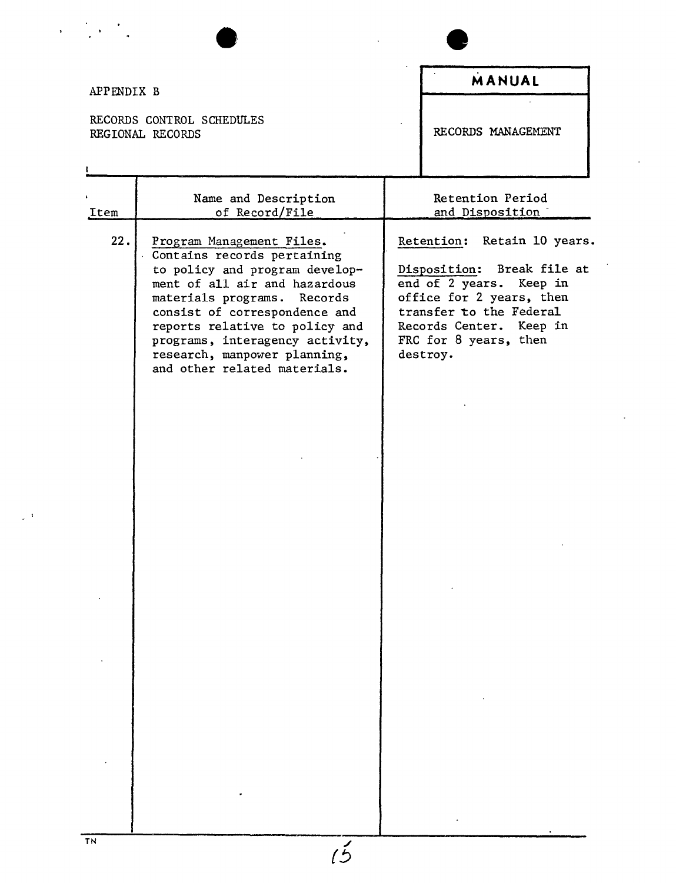APPENDIX B

RECORDS CONTROL SCHEDULES
REGIONAL RECORDS

**MANUAL**

RECORDS MANAGEMENT

| Item | Name and Description of Record/File | Retention Period and Disposition |
|---|---|---|
| 22. | Program Management Files. Contains records pertaining to policy and program development of all air and hazardous materials programs. Records consist of correspondence and reports relative to policy and programs, interagency activity, research, manpower planning, and other related materials. | Retention: Retain 10 years.<br><br>Disposition: Break file at end of 2 years. Keep in office for 2 years, then transfer to the Federal Records Center. Keep in FRC for 8 years, then destroy. |

TN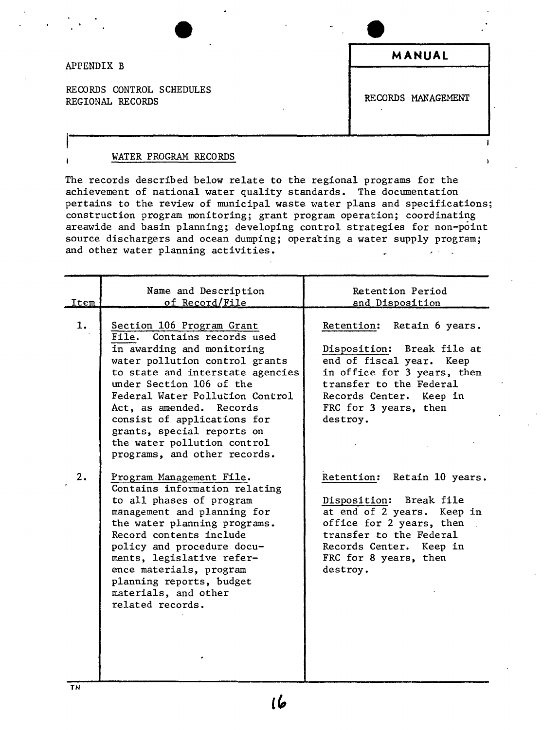APPENDIX B

RECORDS CONTROL SCHEDULES
REGIONAL RECORDS

**MANUAL**

RECORDS MANAGEMENT

## WATER PROGRAM RECORDS

The records described below relate to the regional programs for the achievement of national water quality standards. The documentation pertains to the review of municipal waste water plans and specifications; construction program monitoring; grant program operation; coordinating areawide and basin planning; developing control strategies for non-point source dischargers and ocean dumping; operating a water supply program; and other water planning activities.

| Item | Name and Description of Record/File | Retention Period and Disposition |
| --- | --- | --- |
| 1. | Section 106 Program Grant File. Contains records used in awarding and monitoring water pollution control grants to state and interstate agencies under Section 106 of the Federal Water Pollution Control Act, as amended. Records consist of applications for grants, special reports on the water pollution control programs, and other records. | Retention: Retain 6 years.<br><br>Disposition: Break file at end of fiscal year. Keep in office for 3 years, then transfer to the Federal Records Center. Keep in FRC for 3 years, then destroy. |
| 2. | Program Management File. Contains information relating to all phases of program management and planning for the water planning programs. Record contents include policy and procedure documents, legislative reference materials, program planning reports, budget materials, and other related records. | Retention: Retain 10 years.<br><br>Disposition: Break file at end of 2 years. Keep in office for 2 years, then transfer to the Federal Records Center. Keep in FRC for 8 years, then destroy. |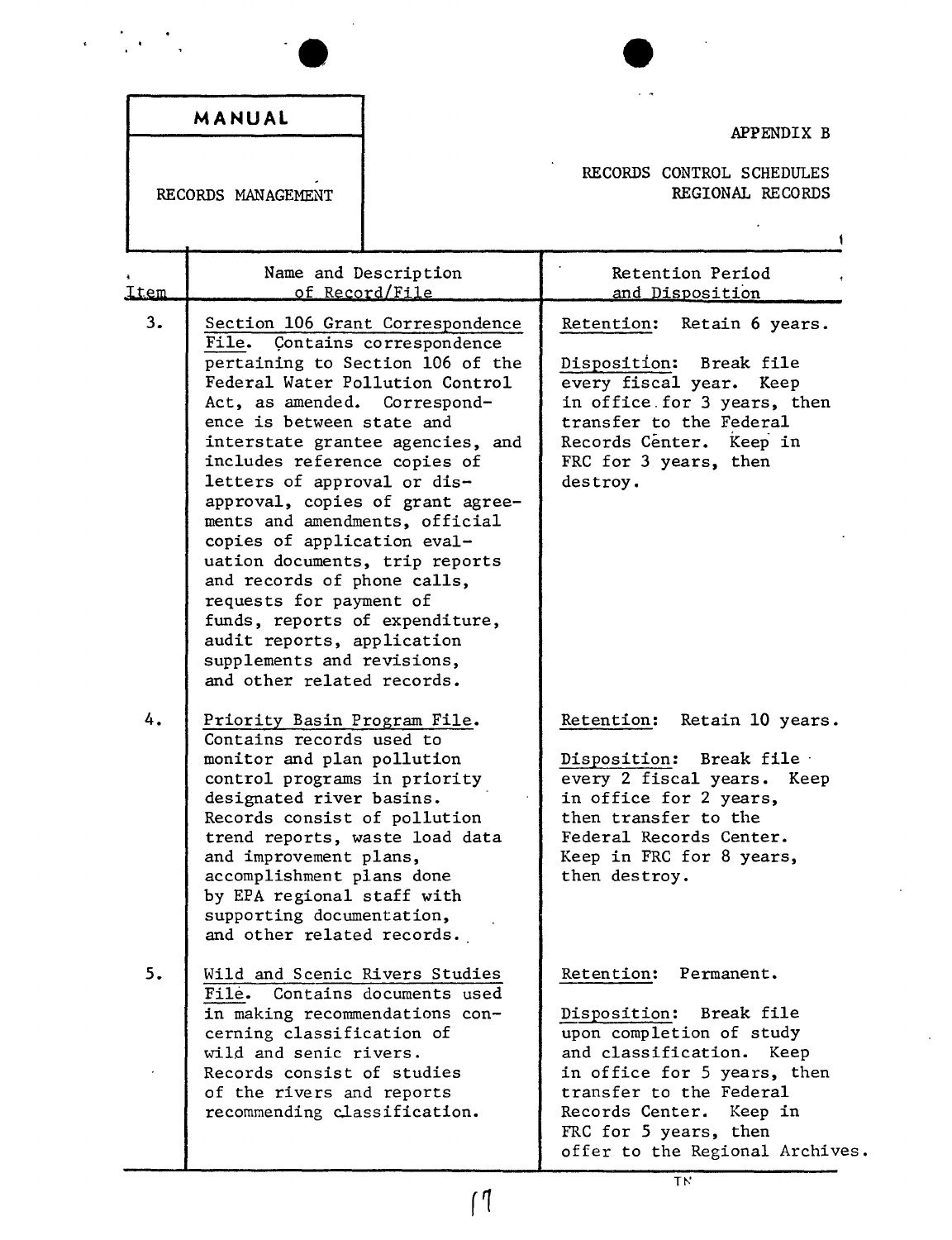MANUAL

RECORDS MANAGEMENT

APPENDIX B

RECORDS CONTROL SCHEDULES
REGIONAL RECORDS

| Item | Name and Description of Record/File | Retention Period and Disposition |
|---|---|---|
| 3. | Section 106 Grant Correspondence File. Contains correspondence pertaining to Section 106 of the Federal Water Pollution Control Act, as amended. Correspondence is between state and interstate grantee agencies, and includes reference copies of letters of approval or disapproval, copies of grant agreements and amendments, official copies of application evaluation documents, trip reports and records of phone calls, requests for payment of funds, reports of expenditure, audit reports, application supplements and revisions, and other related records. | Retention: Retain 6 years.<br><br>Disposition: Break file every fiscal year. Keep in office for 3 years, then transfer to the Federal Records Center. Keep in FRC for 3 years, then destroy. |
| 4. | Priority Basin Program File. Contains records used to monitor and plan pollution control programs in priority designated river basins. Records consist of pollution trend reports, waste load data and improvement plans, accomplishment plans done by EPA regional staff with supporting documentation, and other related records. | Retention: Retain 10 years.<br><br>Disposition: Break file every 2 fiscal years. Keep in office for 2 years, then transfer to the Federal Records Center. Keep in FRC for 8 years, then destroy. |
| 5. | Wild and Scenic Rivers Studies File. Contains documents used in making recommendations concerning classification of wild and senic rivers. Records consist of studies of the rivers and reports recommending classification. | Retention: Permanent.<br><br>Disposition: Break file upon completion of study and classification. Keep in office for 5 years, then transfer to the Federal Records Center. Keep in FRC for 5 years, then offer to the Regional Archives. |

TN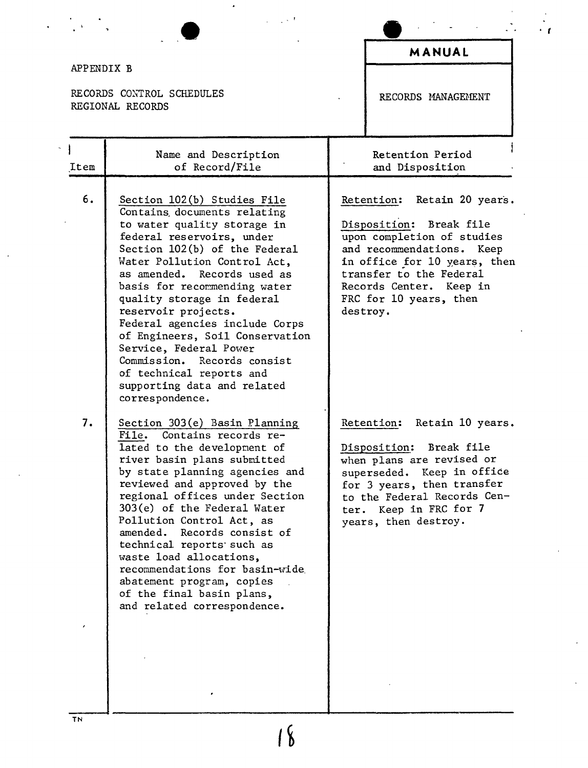APPENDIX B

RECORDS CONTROL SCHEDULES
REGIONAL RECORDS

**MANUAL**

RECORDS MANAGEMENT

| Item | Name and Description of Record/File | Retention Period and Disposition |
|---|---|---|
| 6. | Section 102(b) Studies File Contains documents relating to water quality storage in federal reservoirs, under Section 102(b) of the Federal Water Pollution Control Act, as amended. Records used as basis for recommending water quality storage in federal reservoir projects. Federal agencies include Corps of Engineers, Soil Conservation Service, Federal Power Commission. Records consist of technical reports and supporting data and related correspondence. | Retention: Retain 20 years. Disposition: Break file upon completion of studies and recommendations. Keep in office for 10 years, then transfer to the Federal Records Center. Keep in FRC for 10 years, then destroy. |
| 7. | Section 303(e) Basin Planning File. Contains records related to the development of river basin plans submitted by state planning agencies and reviewed and approved by the regional offices under Section 303(e) of the Federal Water Pollution Control Act, as amended. Records consist of technical reports such as waste load allocations, recommendations for basin-wide abatement program, copies of the final basin plans, and related correspondence. | Retention: Retain 10 years. Disposition: Break file when plans are revised or superseded. Keep in office for 3 years, then transfer to the Federal Records Center. Keep in FRC for 7 years, then destroy. |

TN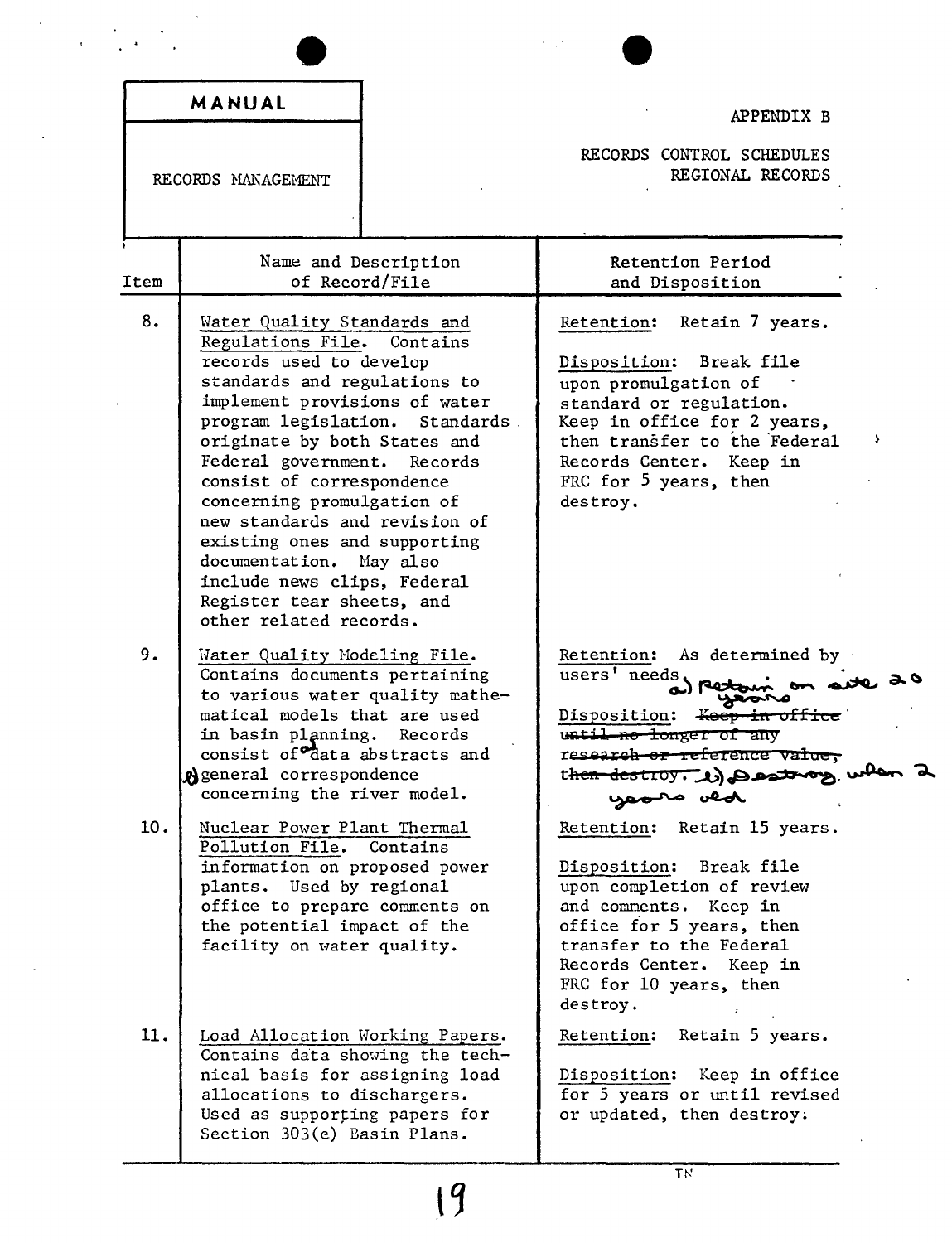| MANUAL | |
|---|---|
| RECORDS MANAGEMENT | |

APPENDIX B

RECORDS CONTROL SCHEDULES
REGIONAL RECORDS

| Item | Name and Description of Record/File | Retention Period and Disposition |
|---|---|---|
| 8. | Water Quality Standards and Regulations File. Contains records used to develop standards and regulations to implement provisions of water program legislation. Standards originate by both States and Federal government. Records consist of correspondence concerning promulgation of new standards and revision of existing ones and supporting documentation. May also include news clips, Federal Register tear sheets, and other related records. | Retention: Retain 7 years.<br><br>Disposition: Break file upon promulgation of standard or regulation. Keep in office for 2 years, then transfer to the Federal Records Center. Keep in FRC for 5 years, then destroy. |
| 9. | Water Quality Modeling File. Contains documents pertaining to various water quality mathematical models that are used in basin planning. Records consist of a) data abstracts and b) general correspondence concerning the river model. | Retention: As determined by users' needs a) Retain on site 20 years<br><br>Disposition: ~~Keep in office until no longer of any research or reference value, then destroy.~~ b) Destroy when 2 years old |
| 10. | Nuclear Power Plant Thermal Pollution File. Contains information on proposed power plants. Used by regional office to prepare comments on the potential impact of the facility on water quality. | Retention: Retain 15 years.<br><br>Disposition: Break file upon completion of review and comments. Keep in office for 5 years, then transfer to the Federal Records Center. Keep in FRC for 10 years, then destroy. |
| 11. | Load Allocation Working Papers. Contains data showing the technical basis for assigning load allocations to dischargers. Used as supporting papers for Section 303(e) Basin Plans. | Retention: Retain 5 years.<br><br>Disposition: Keep in office for 5 years or until revised or updated, then destroy. |

TN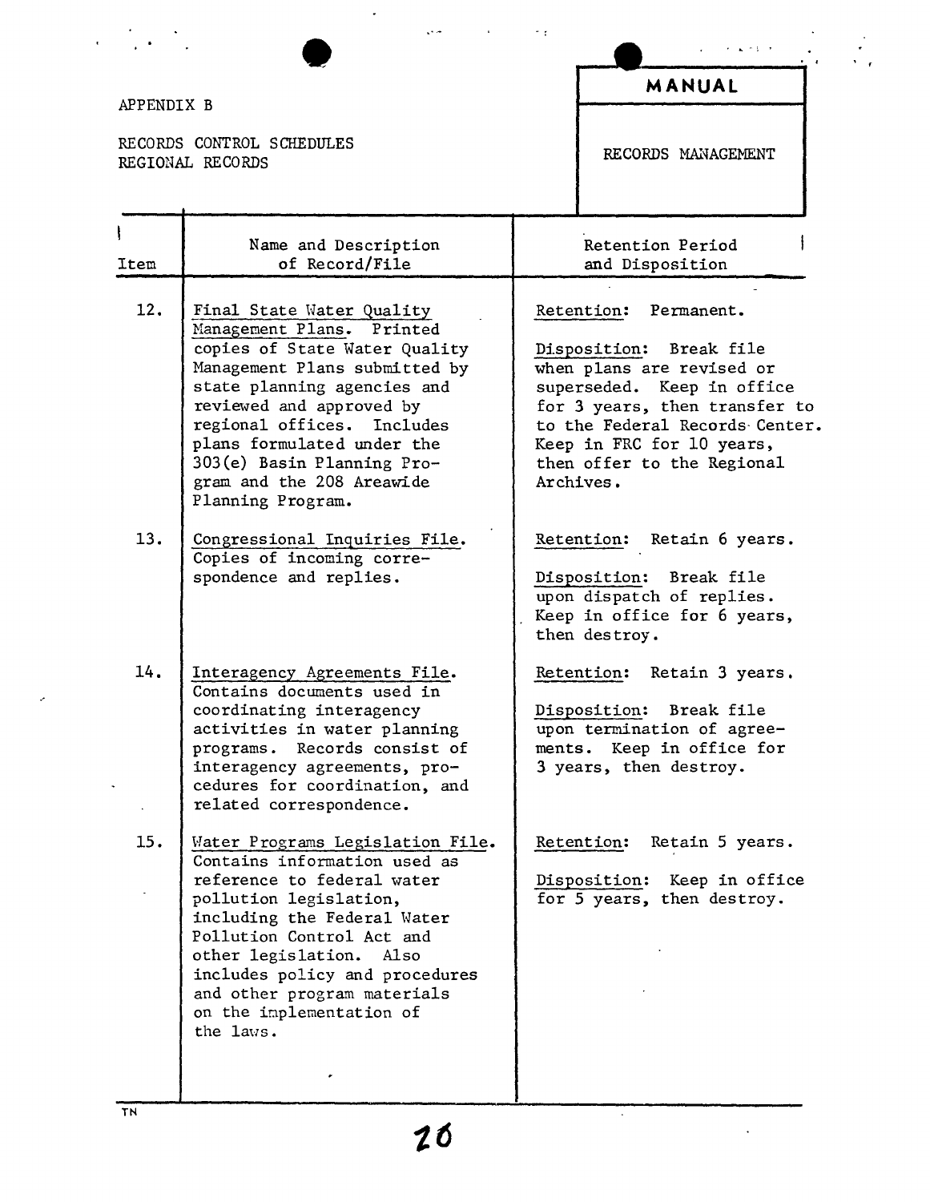APPENDIX B

RECORDS CONTROL SCHEDULES
REGIONAL RECORDS

**MANUAL**

RECORDS MANAGEMENT

| Item | Name and Description of Record/File | Retention Period and Disposition |
|---|---|---|
| 12. | Final State Water Quality Management Plans. Printed copies of State Water Quality Management Plans submitted by state planning agencies and reviewed and approved by regional offices. Includes plans formulated under the 303(e) Basin Planning Program and the 208 Areawide Planning Program. | Retention: Permanent.<br><br>Disposition: Break file when plans are revised or superseded. Keep in office for 3 years, then transfer to to the Federal Records Center. Keep in FRC for 10 years, then offer to the Regional Archives. |
| 13. | Congressional Inquiries File. Copies of incoming correspondence and replies. | Retention: Retain 6 years.<br><br>Disposition: Break file upon dispatch of replies. Keep in office for 6 years, then destroy. |
| 14. | Interagency Agreements File. Contains documents used in coordinating interagency activities in water planning programs. Records consist of interagency agreements, procedures for coordination, and related correspondence. | Retention: Retain 3 years.<br><br>Disposition: Break file upon termination of agreements. Keep in office for 3 years, then destroy. |
| 15. | Water Programs Legislation File. Contains information used as reference to federal water pollution legislation, including the Federal Water Pollution Control Act and other legislation. Also includes policy and procedures and other program materials on the implementation of the laws. | Retention: Retain 5 years.<br><br>Disposition: Keep in office for 5 years, then destroy. |

TN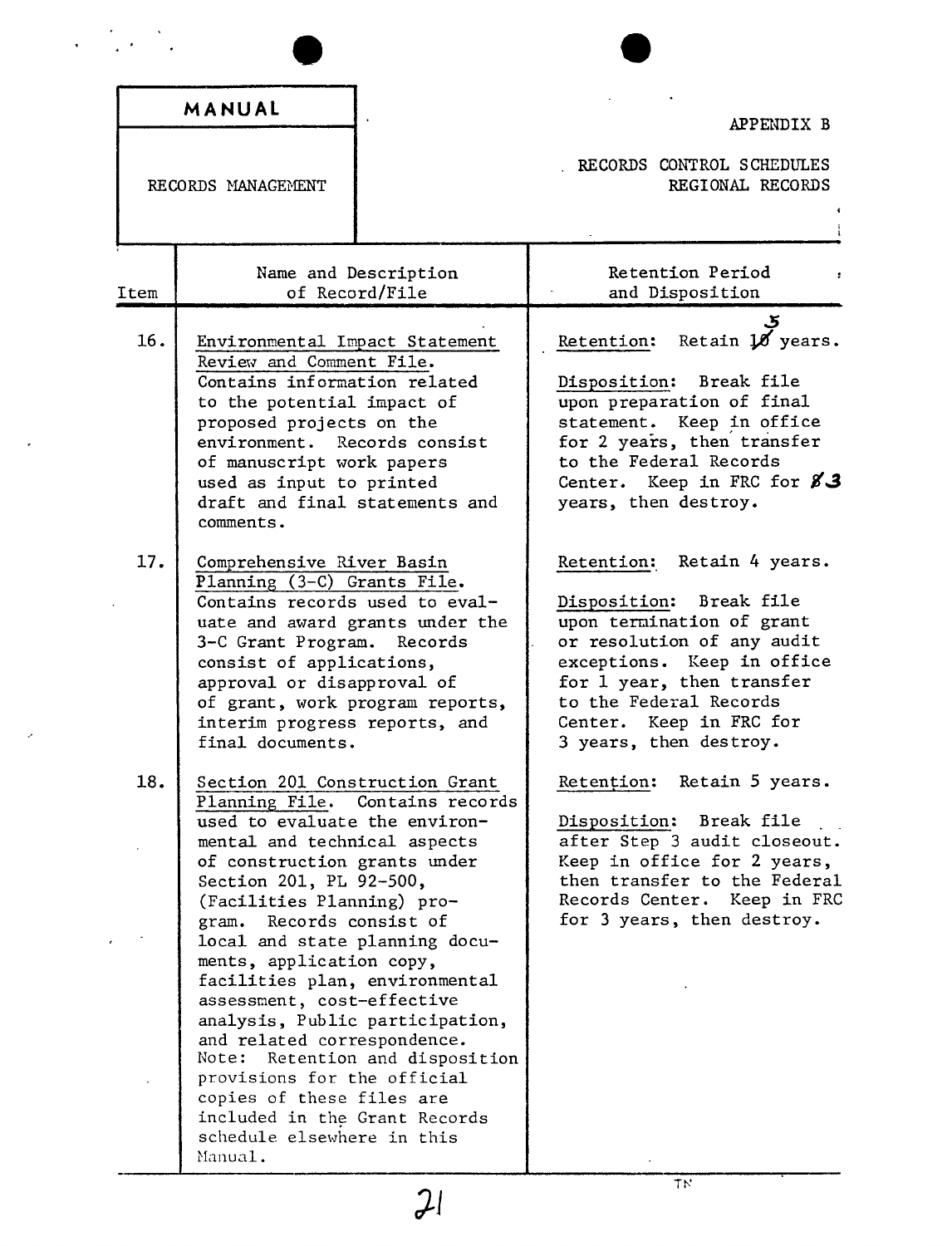**MANUAL**

RECORDS MANAGEMENT

APPENDIX B

RECORDS CONTROL SCHEDULES
REGIONAL RECORDS

| Item | Name and Description of Record/File | Retention Period and Disposition |
|---|---|---|
| 16. | Environmental Impact Statement Review and Comment File. Contains information related to the potential impact of proposed projects on the environment. Records consist of manuscript work papers used as input to printed draft and final statements and comments. | Retention: Retain ~~10~~ 5 years. Disposition: Break file upon preparation of final statement. Keep in office for 2 years, then transfer to the Federal Records Center. Keep in FRC for ~~8~~ 3 years, then destroy. |
| 17. | Comprehensive River Basin Planning (3-C) Grants File. Contains records used to evaluate and award grants under the 3-C Grant Program. Records consist of applications, approval or disapproval of of grant, work program reports, interim progress reports, and final documents. | Retention: Retain 4 years. Disposition: Break file upon termination of grant or resolution of any audit exceptions. Keep in office for 1 year, then transfer to the Federal Records Center. Keep in FRC for 3 years, then destroy. |
| 18. | Section 201 Construction Grant Planning File. Contains records used to evaluate the environmental and technical aspects of construction grants under Section 201, PL 92-500, (Facilities Planning) program. Records consist of local and state planning documents, application copy, facilities plan, environmental assessment, cost-effective analysis, Public participation, and related correspondence. Note: Retention and disposition provisions for the official copies of these files are included in the Grant Records schedule elsewhere in this Manual. | Retention: Retain 5 years. Disposition: Break file after Step 3 audit closeout. Keep in office for 2 years, then transfer to the Federal Records Center. Keep in FRC for 3 years, then destroy. |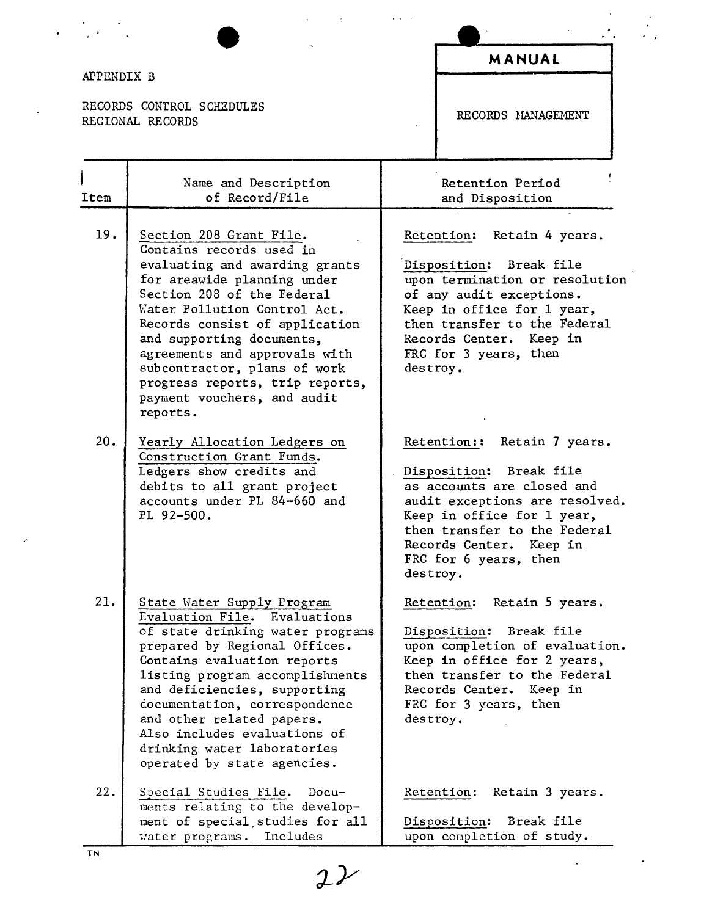APPENDIX B

RECORDS CONTROL SCHEDULES
REGIONAL RECORDS

**MANUAL**

RECORDS MANAGEMENT

| Item | Name and Description of Record/File | Retention Period and Disposition |
|---|---|---|
| 19. | Section 208 Grant File. Contains records used in evaluating and awarding grants for areawide planning under Section 208 of the Federal Water Pollution Control Act. Records consist of application and supporting documents, agreements and approvals with subcontractor, plans of work progress reports, trip reports, payment vouchers, and audit reports. | Retention: Retain 4 years.<br><br>Disposition: Break file upon termination or resolution of any audit exceptions. Keep in office for 1 year, then transfer to the Federal Records Center. Keep in FRC for 3 years, then destroy. |
| 20. | Yearly Allocation Ledgers on Construction Grant Funds. Ledgers show credits and debits to all grant project accounts under PL 84-660 and PL 92-500. | Retention:: Retain 7 years.<br><br>Disposition: Break file as accounts are closed and audit exceptions are resolved. Keep in office for 1 year, then transfer to the Federal Records Center. Keep in FRC for 6 years, then destroy. |
| 21. | State Water Supply Program Evaluation File. Evaluations of state drinking water programs prepared by Regional Offices. Contains evaluation reports listing program accomplishments and deficiencies, supporting documentation, correspondence and other related papers. Also includes evaluations of drinking water laboratories operated by state agencies. | Retention: Retain 5 years.<br><br>Disposition: Break file upon completion of evaluation. Keep in office for 2 years, then transfer to the Federal Records Center. Keep in FRC for 3 years, then destroy. |
| 22. | Special Studies File. Documents relating to the development of special studies for all water programs. Includes | Retention: Retain 3 years.<br><br>Disposition: Break file upon completion of study. |

TN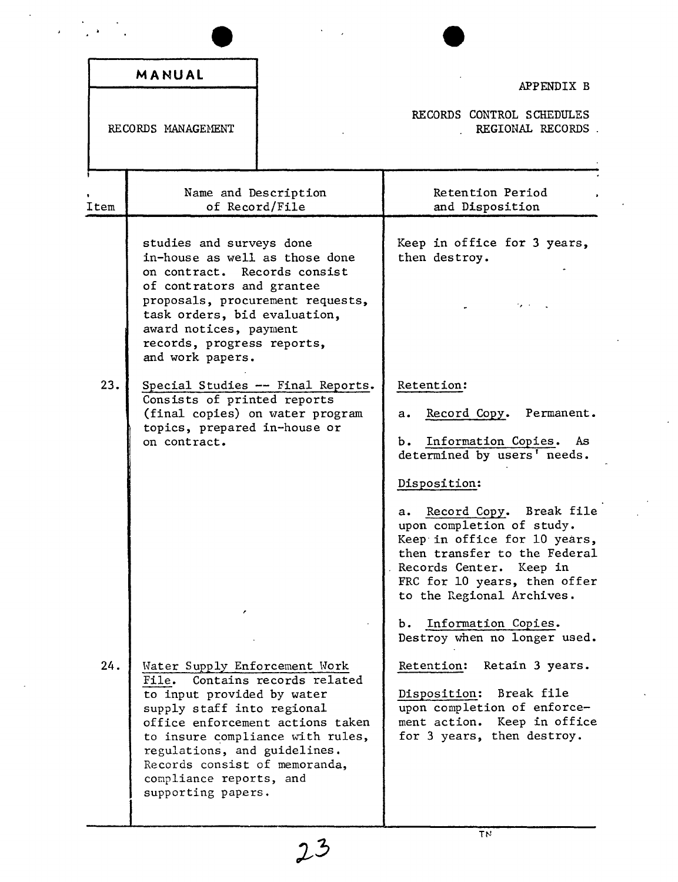| MANUAL | APPENDIX B |
| --- | --- |
| RECORDS MANAGEMENT | RECORDS CONTROL SCHEDULES REGIONAL RECORDS |

| Item | Name and Description of Record/File | Retention Period and Disposition |
| --- | --- | --- |
| | studies and surveys done in-house as well as those done on contract. Records consist of contrators and grantee proposals, procurement requests, task orders, bid evaluation, award notices, payment records, progress reports, and work papers. | Keep in office for 3 years, then destroy. |
| 23. | Special Studies -- Final Reports. Consists of printed reports (final copies) on water program topics, prepared in-house or on contract. | Retention:<br><br>a. Record Copy. Permanent.<br><br>b. Information Copies. As determined by users' needs.<br><br>Disposition:<br><br>a. Record Copy. Break file upon completion of study. Keep in office for 10 years, then transfer to the Federal Records Center. Keep in FRC for 10 years, then offer to the Regional Archives.<br><br>b. Information Copies. Destroy when no longer used. |
| 24. | Water Supply Enforcement Work File. Contains records related to input provided by water supply staff into regional office enforcement actions taken to insure compliance with rules, regulations, and guidelines. Records consist of memoranda, compliance reports, and supporting papers. | Retention: Retain 3 years.<br><br>Disposition: Break file upon completion of enforcement action. Keep in office for 3 years, then destroy. |

TN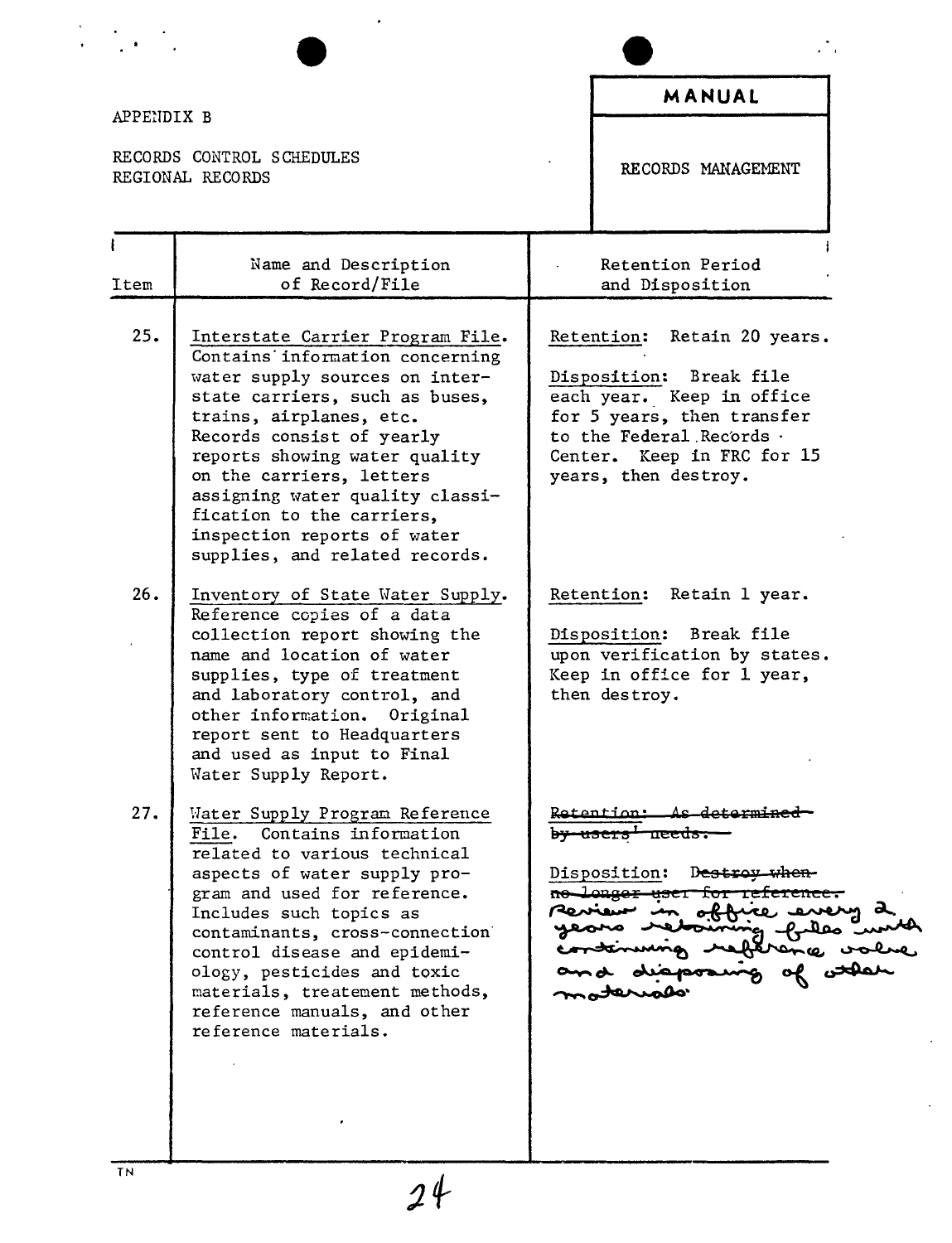APPENDIX B

RECORDS CONTROL SCHEDULES
REGIONAL RECORDS

**MANUAL**

RECORDS MANAGEMENT

| Item | Name and Description of Record/File | Retention Period and Disposition |
|---|---|---|
| 25. | Interstate Carrier Program File. Contains information concerning water supply sources on interstate carriers, such as buses, trains, airplanes, etc. Records consist of yearly reports showing water quality on the carriers, letters assigning water quality classification to the carriers, inspection reports of water supplies, and related records. | Retention: Retain 20 years.<br><br>Disposition: Break file each year. Keep in office for 5 years, then transfer to the Federal Records Center. Keep in FRC for 15 years, then destroy. |
| 26. | Inventory of State Water Supply. Reference copies of a data collection report showing the name and location of water supplies, type of treatment and laboratory control, and other information. Original report sent to Headquarters and used as input to Final Water Supply Report. | Retention: Retain 1 year.<br><br>Disposition: Break file upon verification by states. Keep in office for 1 year, then destroy. |
| 27. | Water Supply Program Reference File. Contains information related to various technical aspects of water supply program and used for reference. Includes such topics as contaminants, cross-connection control disease and epidemiology, pesticides and toxic materials, treatement methods, reference manuals, and other reference materials. | ~~Retention: As determined by users' needs.~~<br><br>Disposition: ~~Destroy when no longer used for reference.~~ Review in office every 2 years retaining files with continuing reference value and disposing of other materials. |

TN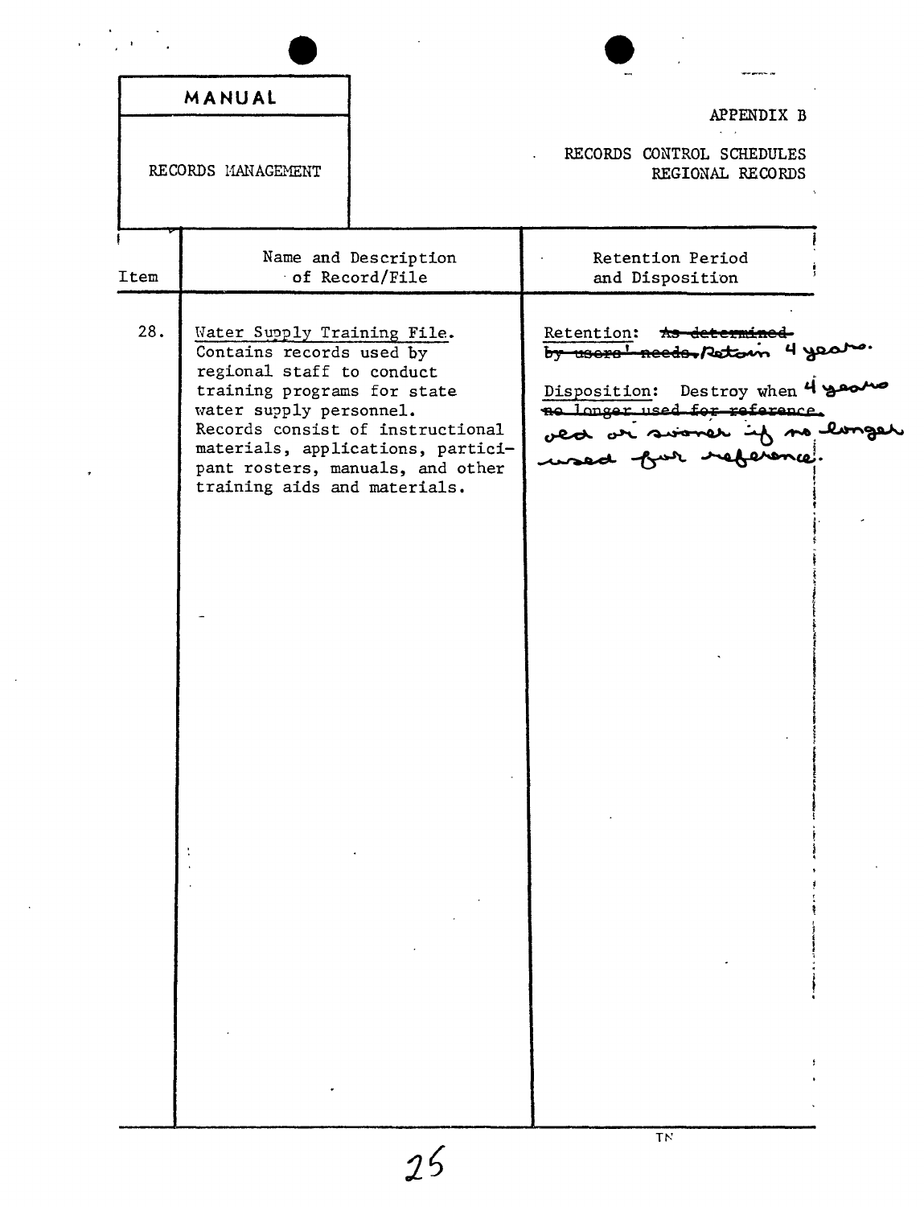| MANUAL | APPENDIX B |
| --- | --- |
| RECORDS MANAGEMENT | RECORDS CONTROL SCHEDULES REGIONAL RECORDS |

| Item | Name and Description of Record/File | Retention Period and Disposition |
| --- | --- | --- |
| 28. | Water Supply Training File. Contains records used by regional staff to conduct training programs for state water supply personnel. Records consist of instructional materials, applications, participant rosters, manuals, and other training aids and materials. | Retention: ~~As determined by users' needs.~~ Retain 4 years.<br><br>Disposition: Destroy when 4 years ~~no longer used for reference.~~ old or sooner if no longer used for reference. |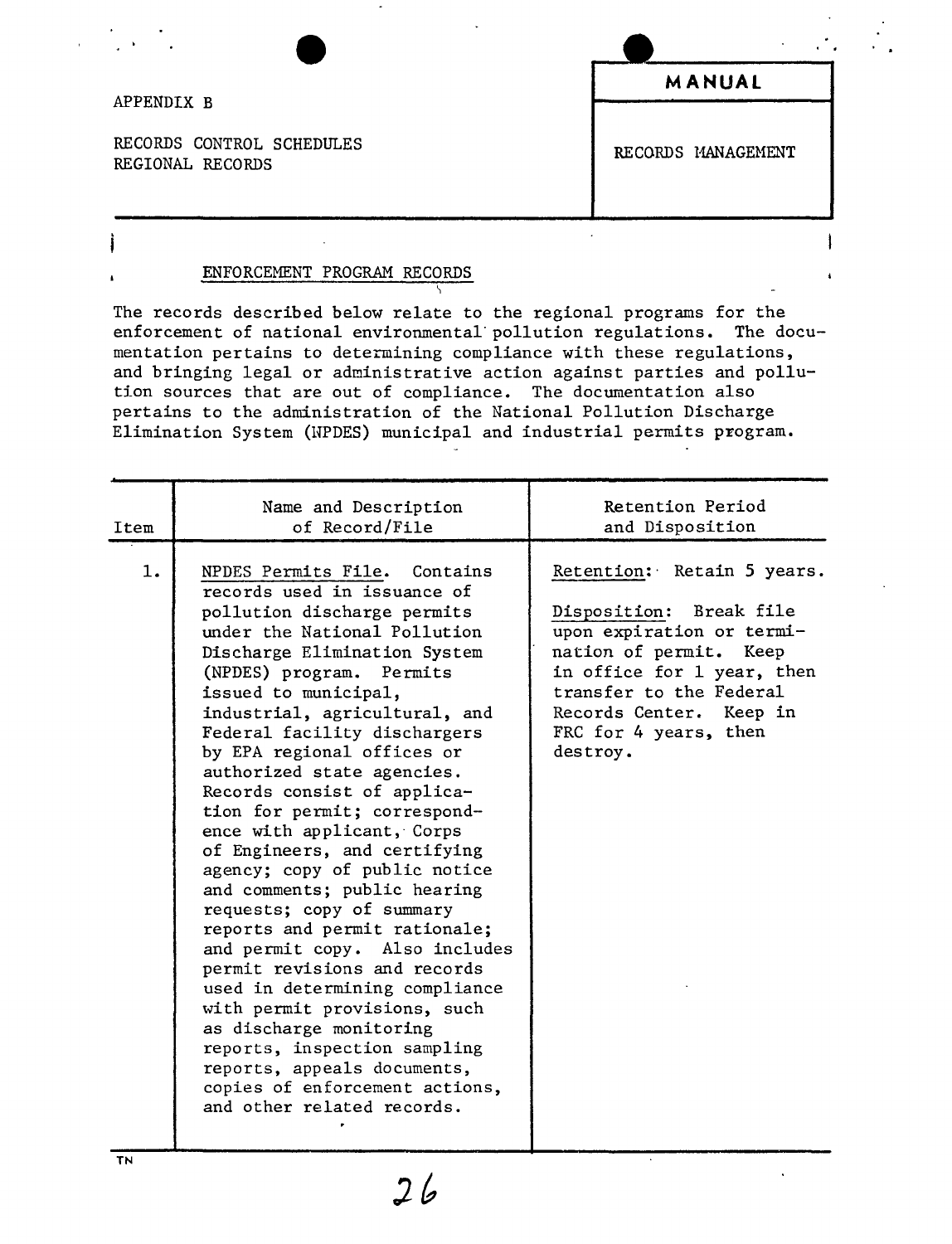APPENDIX B

RECORDS CONTROL SCHEDULES
REGIONAL RECORDS

**MANUAL**

RECORDS MANAGEMENT

## ENFORCEMENT PROGRAM RECORDS

The records described below relate to the regional programs for the enforcement of national environmental pollution regulations. The documentation pertains to determining compliance with these regulations, and bringing legal or administrative action against parties and pollution sources that are out of compliance. The documentation also pertains to the administration of the National Pollution Discharge Elimination System (NPDES) municipal and industrial permits program.

| Item | Name and Description of Record/File | Retention Period and Disposition |
|---|---|---|
| 1. | NPDES Permits File. Contains records used in issuance of pollution discharge permits under the National Pollution Discharge Elimination System (NPDES) program. Permits issued to municipal, industrial, agricultural, and Federal facility dischargers by EPA regional offices or authorized state agencies. Records consist of application for permit; correspondence with applicant, Corps of Engineers, and certifying agency; copy of public notice and comments; public hearing requests; copy of summary reports and permit rationale; and permit copy. Also includes permit revisions and records used in determining compliance with permit provisions, such as discharge monitoring reports, inspection sampling reports, appeals documents, copies of enforcement actions, and other related records. | Retention: Retain 5 years.<br><br>Disposition: Break file upon expiration or termination of permit. Keep in office for 1 year, then transfer to the Federal Records Center. Keep in FRC for 4 years, then destroy. |

TN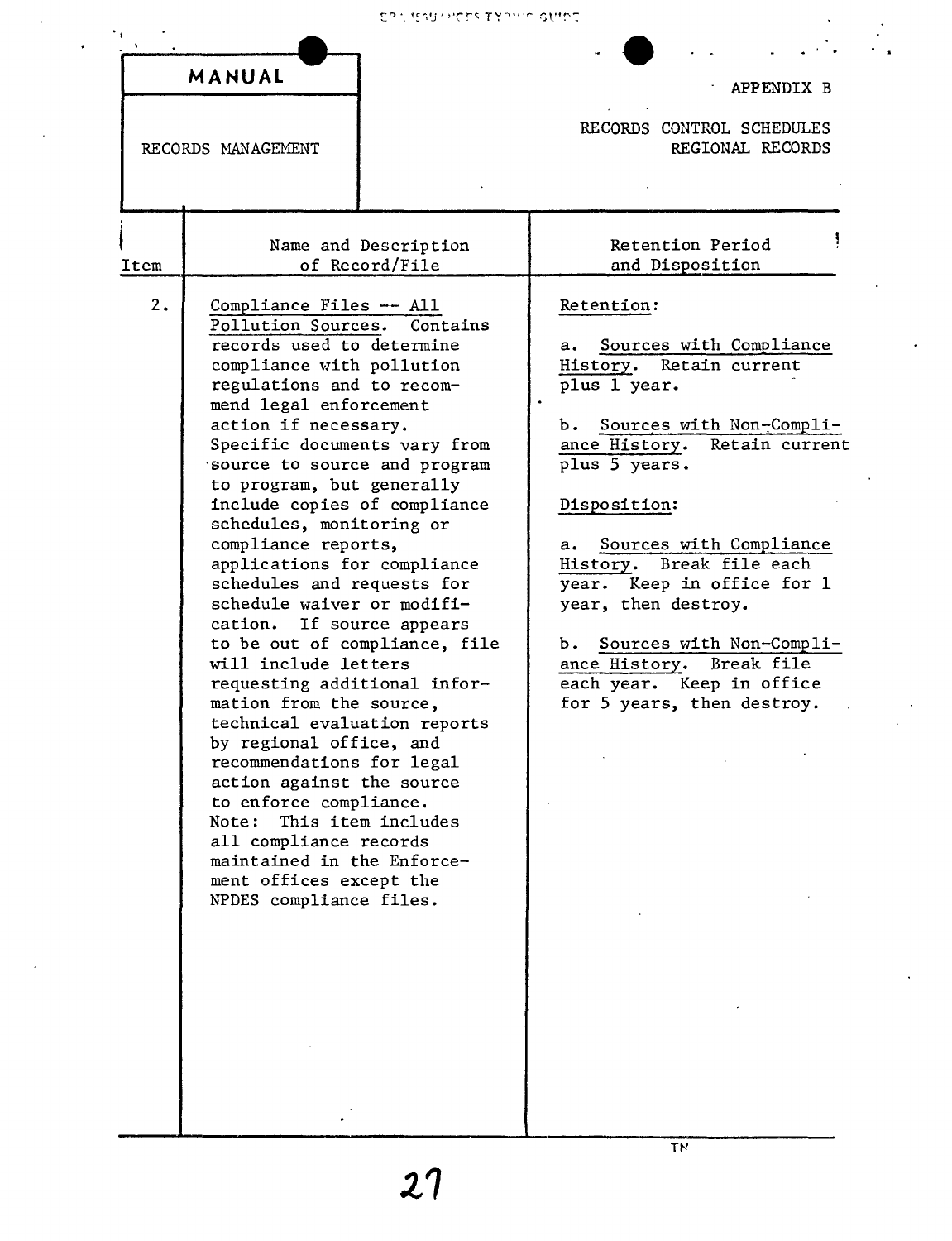**MANUAL**

RECORDS MANAGEMENT

APPENDIX B

RECORDS CONTROL SCHEDULES
REGIONAL RECORDS

| Item | Name and Description of Record/File | Retention Period and Disposition |
| --- | --- | --- |
| 2. | Compliance Files -- All Pollution Sources. Contains records used to determine compliance with pollution regulations and to recommend legal enforcement action if necessary. Specific documents vary from source to source and program to program, but generally include copies of compliance schedules, monitoring or compliance reports, applications for compliance schedules and requests for schedule waiver or modification. If source appears to be out of compliance, file will include letters requesting additional information from the source, technical evaluation reports by regional office, and recommendations for legal action against the source to enforce compliance. Note: This item includes all compliance records maintained in the Enforcement offices except the NPDES compliance files. | Retention: <br><br> a. Sources with Compliance History. Retain current plus 1 year. <br><br> b. Sources with Non-Compliance History. Retain current plus 5 years. <br><br> Disposition: <br><br> a. Sources with Compliance History. Break file each year. Keep in office for 1 year, then destroy. <br><br> b. Sources with Non-Compliance History. Break file each year. Keep in office for 5 years, then destroy. |

TN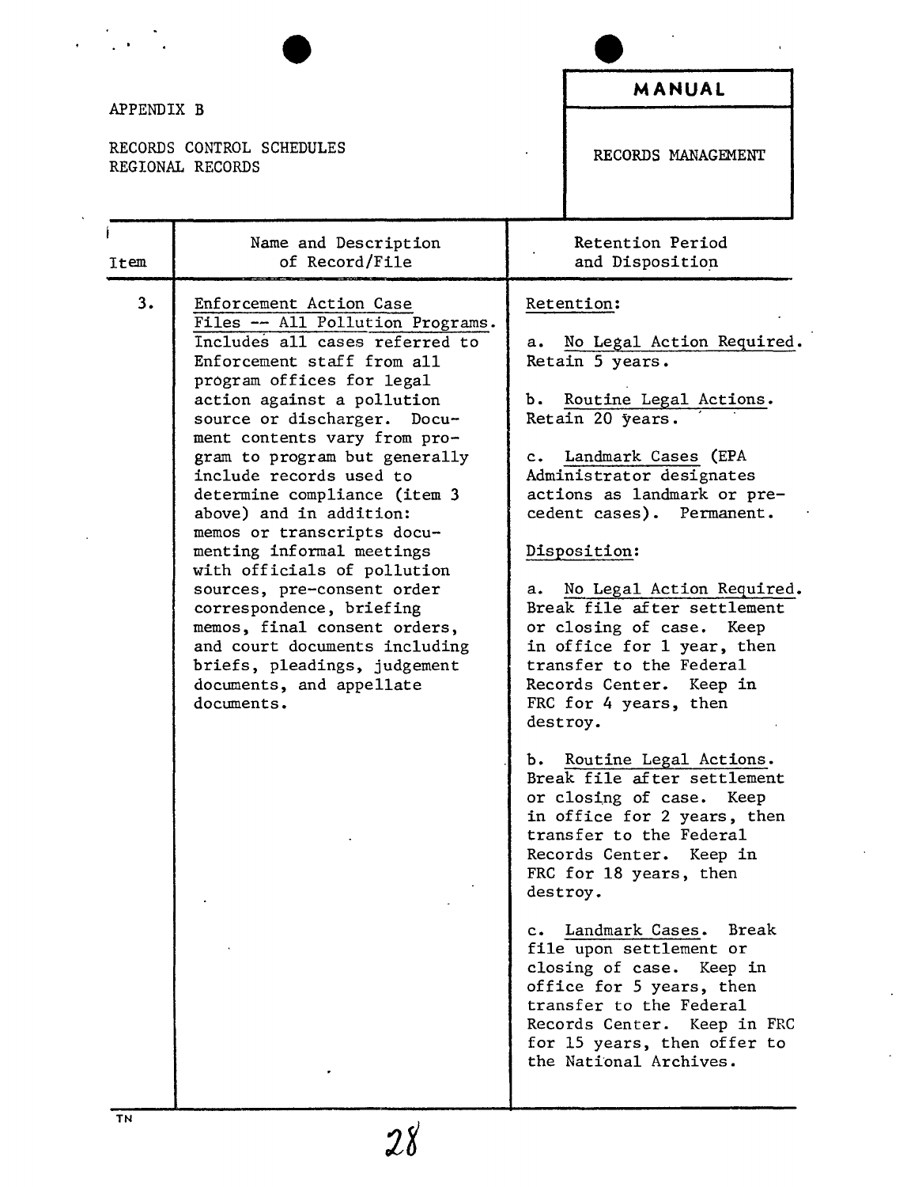APPENDIX B

RECORDS CONTROL SCHEDULES
REGIONAL RECORDS

**MANUAL**

RECORDS MANAGEMENT

| Item | Name and Description of Record/File | Retention Period and Disposition |
|---|---|---|
| 3. | Enforcement Action Case Files -- All Pollution Programs. Includes all cases referred to Enforcement staff from all program offices for legal action against a pollution source or discharger. Document contents vary from program to program but generally include records used to determine compliance (item 3 above) and in addition: memos or transcripts documenting informal meetings with officials of pollution sources, pre-consent order correspondence, briefing memos, final consent orders, and court documents including briefs, pleadings, judgement documents, and appellate documents. | Retention:<br><br>a. No Legal Action Required. Retain 5 years.<br><br>b. Routine Legal Actions. Retain 20 years.<br><br>c. Landmark Cases (EPA Administrator designates actions as landmark or precedent cases). Permanent.<br><br>Disposition:<br><br>a. No Legal Action Required. Break file after settlement or closing of case. Keep in office for 1 year, then transfer to the Federal Records Center. Keep in FRC for 4 years, then destroy.<br><br>b. Routine Legal Actions. Break file after settlement or closing of case. Keep in office for 2 years, then transfer to the Federal Records Center. Keep in FRC for 18 years, then destroy.<br><br>c. Landmark Cases. Break file upon settlement or closing of case. Keep in office for 5 years, then transfer to the Federal Records Center. Keep in FRC for 15 years, then offer to the National Archives. |

TN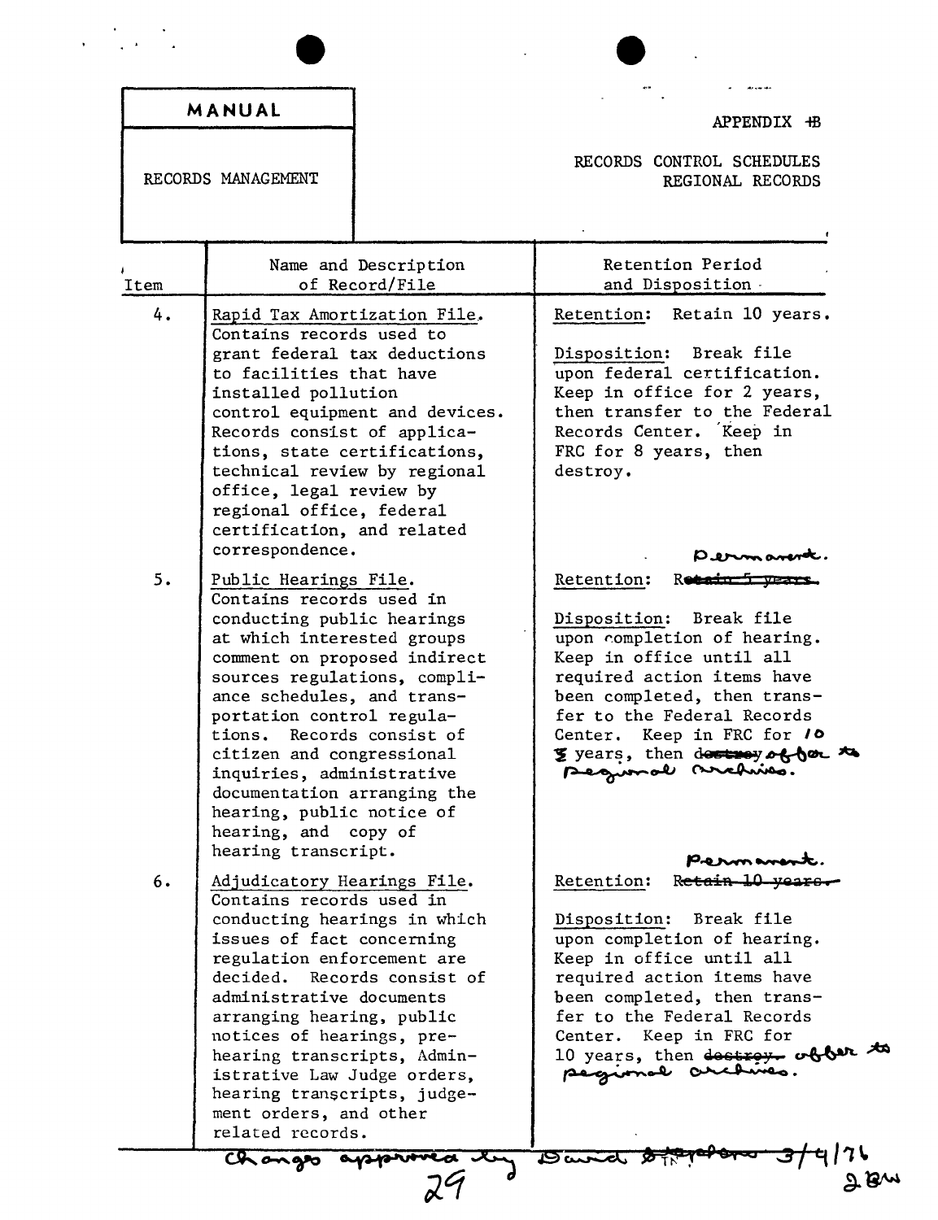| MANUAL | APPENDIX ~~B~~ |
|---|---|
| RECORDS MANAGEMENT | RECORDS CONTROL SCHEDULES REGIONAL RECORDS |

| Item | Name and Description of Record/File | Retention Period and Disposition |
|---|---|---|
| 4. | Rapid Tax Amortization File. Contains records used to grant federal tax deductions to facilities that have installed pollution control equipment and devices. Records consist of applications, state certifications, technical review by regional office, legal review by regional office, federal certification, and related correspondence. | Retention: Retain 10 years. Disposition: Break file upon federal certification. Keep in office for 2 years, then transfer to the Federal Records Center. Keep in FRC for 8 years, then destroy. |
| 5. | Public Hearings File. Contains records used in conducting public hearings at which interested groups comment on proposed indirect sources regulations, compliance schedules, and transportation control regulations. Records consist of citizen and congressional inquiries, administrative documentation arranging the hearing, public notice of hearing, and copy of hearing transcript. | Retention: ~~Retain 5 years.~~ Permanent. Disposition: Break file upon completion of hearing. Keep in office until all required action items have been completed, then transfer to the Federal Records Center. Keep in FRC for ~~5~~ 10 years, then ~~destroy~~ offer to regional archives. |
| 6. | Adjudicatory Hearings File. Contains records used in conducting hearings in which issues of fact concerning regulation enforcement are decided. Records consist of administrative documents arranging hearing, public notices of hearings, pre-hearing transcripts, Administrative Law Judge orders, hearing transcripts, judgement orders, and other related records. | Retention: ~~Retain 10 years.~~ Permanent. Disposition: Break file upon completion of hearing. Keep in office until all required action items have been completed, then transfer to the Federal Records Center. Keep in FRC for 10 years, then ~~destroy.~~ offer to regional archives. |

Changes approved by David Stephens 3/4/76 
JBW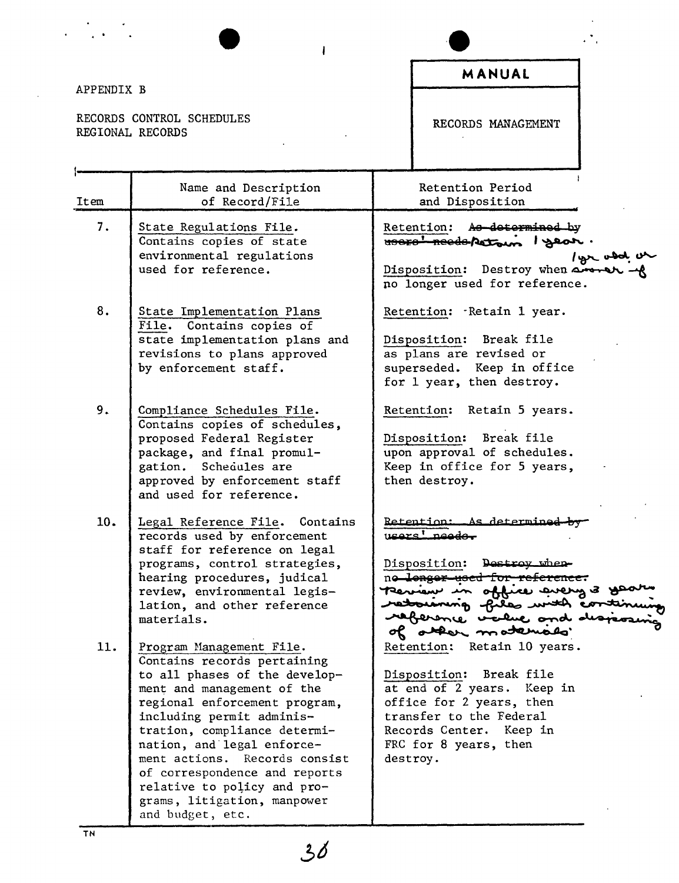APPENDIX B

RECORDS CONTROL SCHEDULES
REGIONAL RECORDS

**MANUAL**

RECORDS MANAGEMENT

| Item | Name and Description of Record/File | Retention Period and Disposition |
|---|---|---|
| 7. | State Regulations File. Contains copies of state environmental regulations used for reference. | Retention: ~~As determined by users' needs~~ Retain 1 year. Disposition: Destroy when ~~sooner if~~ 1 yr old or no longer used for reference. |
| 8. | State Implementation Plans File. Contains copies of state implementation plans and revisions to plans approved by enforcement staff. | Retention: Retain 1 year. Disposition: Break file as plans are revised or superseded. Keep in office for 1 year, then destroy. |
| 9. | Compliance Schedules File. Contains copies of schedules, proposed Federal Register package, and final promulgation. Schedules are approved by enforcement staff and used for reference. | Retention: Retain 5 years. Disposition: Break file upon approval of schedules. Keep in office for 5 years, then destroy. |
| 10. | Legal Reference File. Contains records used by enforcement staff for reference on legal programs, control strategies, hearing procedures, judical review, environmental legislation, and other reference materials. | ~~Retention: As determined by users' needs.~~ Disposition: ~~Destroy when no longer used for reference.~~ Review in office every 3 years retaining files with continuing reference value and disposing of other materials. |
| 11. | Program Management File. Contains records pertaining to all phases of the development and management of the regional enforcement program, including permit administration, compliance determination, and legal enforcement actions. Records consist of correspondence and reports relative to policy and programs, litigation, manpower and budget, etc. | Retention: Retain 10 years. Disposition: Break file at end of 2 years. Keep in office for 2 years, then transfer to the Federal Records Center. Keep in FRC for 8 years, then destroy. |

TN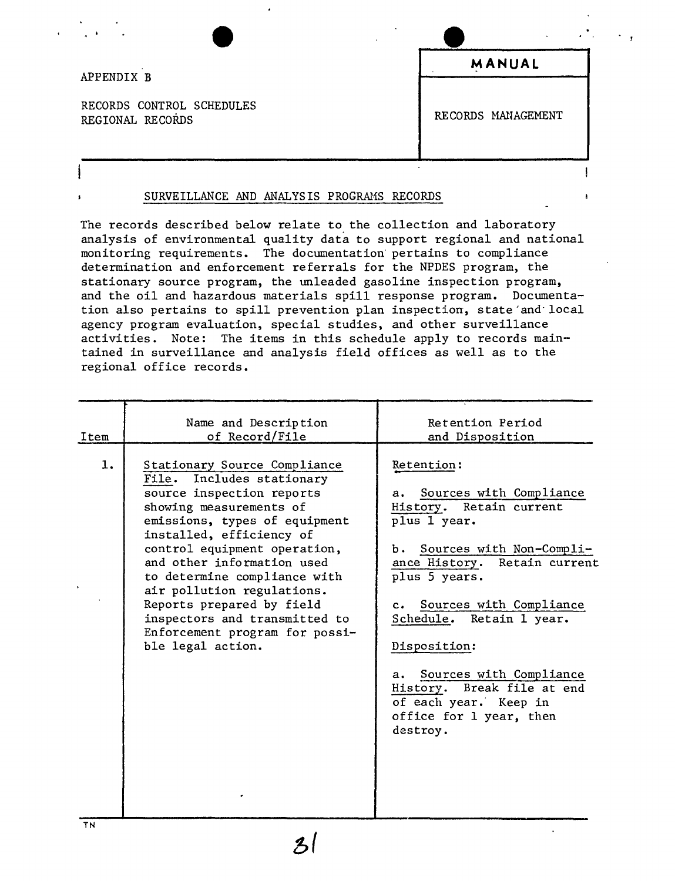APPENDIX B

RECORDS CONTROL SCHEDULES
REGIONAL RECORDS

**MANUAL**

RECORDS MANAGEMENT

## SURVEILLANCE AND ANALYSIS PROGRAMS RECORDS

The records described below relate to the collection and laboratory analysis of environmental quality data to support regional and national monitoring requirements. The documentation pertains to compliance determination and enforcement referrals for the NPDES program, the stationary source program, the unleaded gasoline inspection program, and the oil and hazardous materials spill response program. Documentation also pertains to spill prevention plan inspection, state and local agency program evaluation, special studies, and other surveillance activities. Note: The items in this schedule apply to records maintained in surveillance and analysis field offices as well as to the regional office records.

| Item | Name and Description of Record/File | Retention Period and Disposition |
|---|---|---|
| 1. | Stationary Source Compliance File. Includes stationary source inspection reports showing measurements of emissions, types of equipment installed, efficiency of control equipment operation, and other information used to determine compliance with air pollution regulations. Reports prepared by field inspectors and transmitted to Enforcement program for possible legal action. | Retention:<br><br>a. Sources with Compliance History. Retain current plus 1 year.<br><br>b. Sources with Non-Compliance History. Retain current plus 5 years.<br><br>c. Sources with Compliance Schedule. Retain 1 year.<br><br>Disposition:<br><br>a. Sources with Compliance History. Break file at end of each year. Keep in office for 1 year, then destroy. |

TN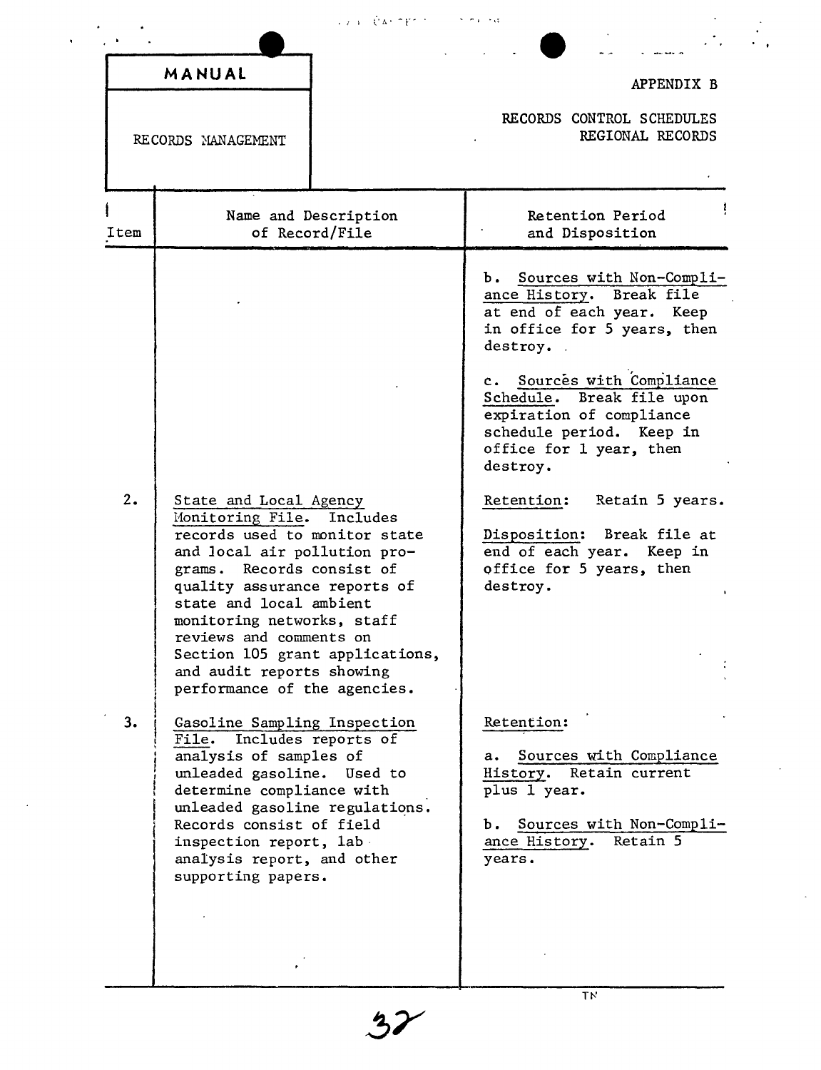| MANUAL | APPENDIX B |
|---|---|
| RECORDS MANAGEMENT | RECORDS CONTROL SCHEDULES REGIONAL RECORDS |

| Item | Name and Description of Record/File | Retention Period and Disposition |
|---|---|---|
| | | b. Sources with Non-Compliance History. Break file at end of each year. Keep in office for 5 years, then destroy.<br><br>c. Sources with Compliance Schedule. Break file upon expiration of compliance schedule period. Keep in office for 1 year, then destroy. |
| 2. | State and Local Agency Monitoring File. Includes records used to monitor state and local air pollution programs. Records consist of quality assurance reports of state and local ambient monitoring networks, staff reviews and comments on Section 105 grant applications, and audit reports showing performance of the agencies. | Retention: Retain 5 years.<br><br>Disposition: Break file at end of each year. Keep in office for 5 years, then destroy. |
| 3. | Gasoline Sampling Inspection File. Includes reports of analysis of samples of unleaded gasoline. Used to determine compliance with unleaded gasoline regulations. Records consist of field inspection report, lab analysis report, and other supporting papers. | Retention:<br><br>a. Sources with Compliance History. Retain current plus 1 year.<br><br>b. Sources with Non-Compliance History. Retain 5 years. |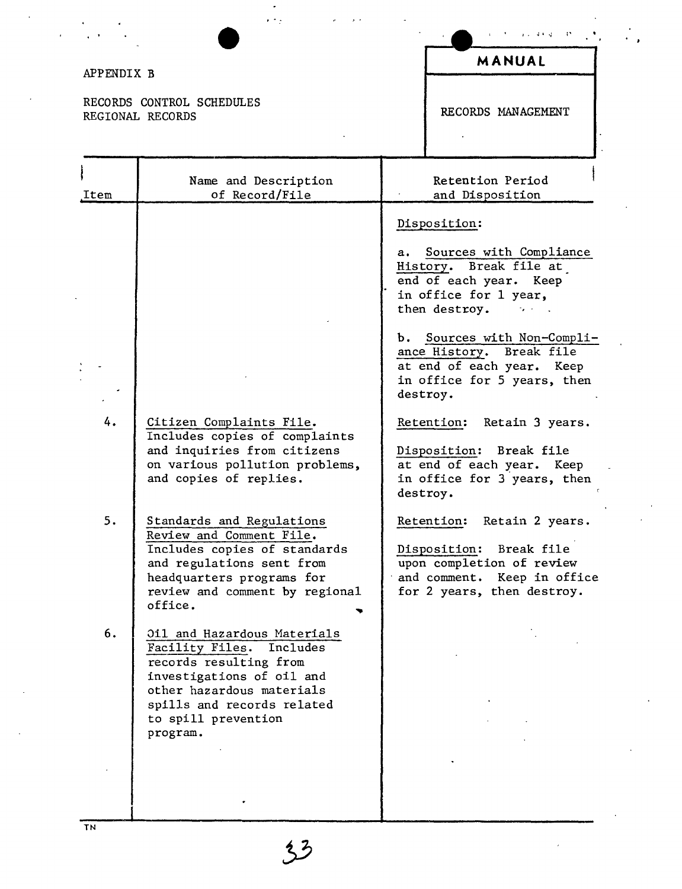APPENDIX B

RECORDS CONTROL SCHEDULES
REGIONAL RECORDS

**MANUAL**

RECORDS MANAGEMENT

| Item | Name and Description of Record/File | Retention Period and Disposition |
|---|---|---|
| | | Disposition:<br><br>a. Sources with Compliance History. Break file at end of each year. Keep in office for 1 year, then destroy.<br><br>b. Sources with Non-Compliance History. Break file at end of each year. Keep in office for 5 years, then destroy. |
| 4. | Citizen Complaints File. Includes copies of complaints and inquiries from citizens on various pollution problems, and copies of replies. | Retention: Retain 3 years.<br><br>Disposition: Break file at end of each year. Keep in office for 3 years, then destroy. |
| 5. | Standards and Regulations Review and Comment File. Includes copies of standards and regulations sent from headquarters programs for review and comment by regional office. | Retention: Retain 2 years.<br><br>Disposition: Break file upon completion of review and comment. Keep in office for 2 years, then destroy. |
| 6. | Oil and Hazardous Materials Facility Files. Includes records resulting from investigations of oil and other hazardous materials spills and records related to spill prevention program. | |

TN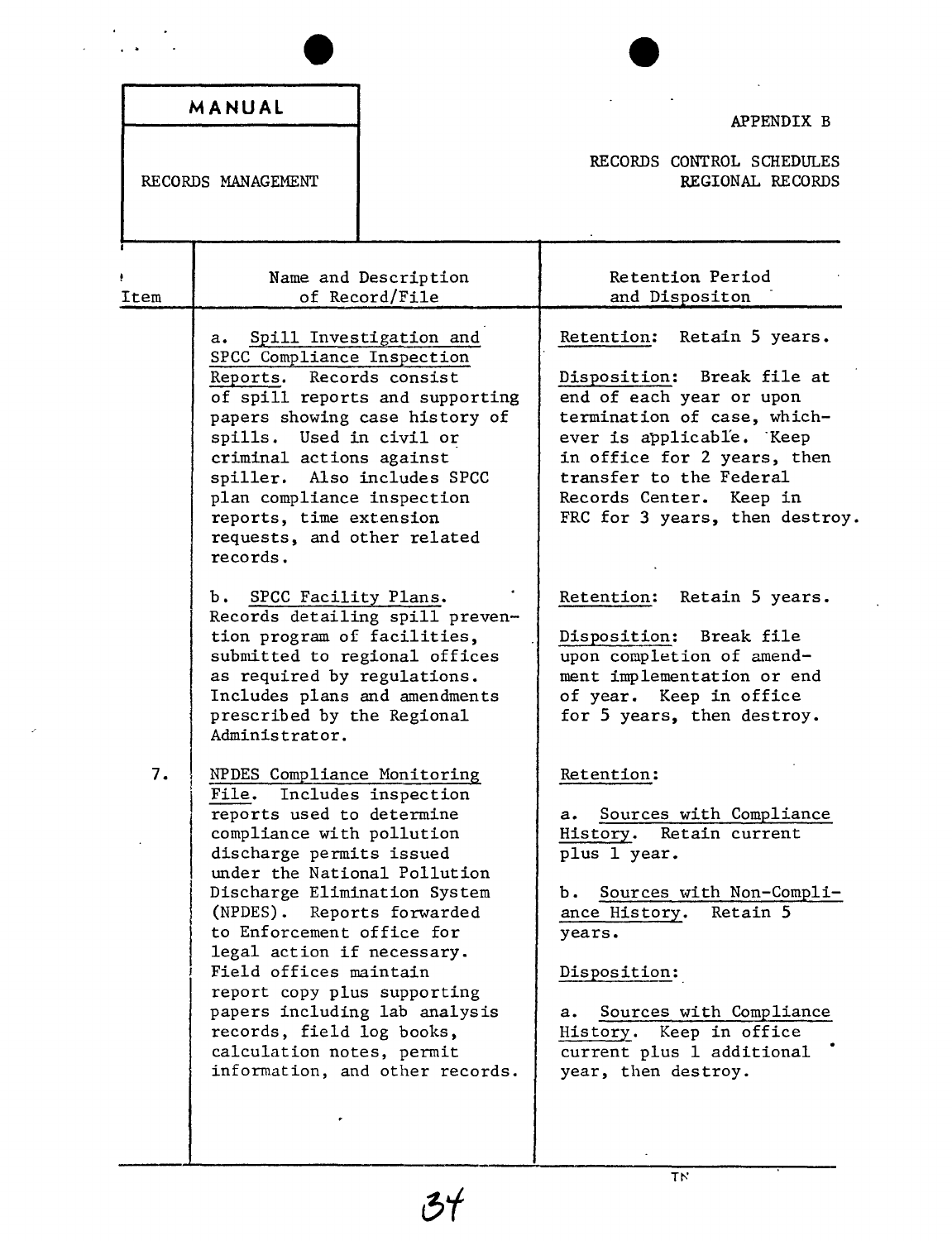MANUAL

RECORDS MANAGEMENT

APPENDIX B

RECORDS CONTROL SCHEDULES
REGIONAL RECORDS

| Item | Name and Description of Record/File | Retention Period and Dispositon |
|---|---|---|
| | a. <u>Spill Investigation and SPCC Compliance Inspection Reports</u>. Records consist of spill reports and supporting papers showing case history of spills. Used in civil or criminal actions against spiller. Also includes SPCC plan compliance inspection reports, time extension requests, and other related records. | <u>Retention</u>: Retain 5 years.<br><br><u>Disposition</u>: Break file at end of each year or upon termination of case, whichever is applicable. Keep in office for 2 years, then transfer to the Federal Records Center. Keep in FRC for 3 years, then destroy. |
| | b. <u>SPCC Facility Plans</u>. Records detailing spill prevention program of facilities, submitted to regional offices as required by regulations. Includes plans and amendments prescribed by the Regional Administrator. | <u>Retention</u>: Retain 5 years.<br><br><u>Disposition</u>: Break file upon completion of amendment implementation or end of year. Keep in office for 5 years, then destroy. |
| 7. | <u>NPDES Compliance Monitoring File</u>. Includes inspection reports used to determine compliance with pollution discharge permits issued under the National Pollution Discharge Elimination System (NPDES). Reports forwarded to Enforcement office for legal action if necessary. Field offices maintain report copy plus supporting papers including lab analysis records, field log books, calculation notes, permit information, and other records. | <u>Retention</u>:<br><br>a. <u>Sources with Compliance History</u>. Retain current plus 1 year.<br><br>b. <u>Sources with Non-Compliance History</u>. Retain 5 years.<br><br><u>Disposition</u>:<br><br>a. <u>Sources with Compliance History</u>. Keep in office current plus 1 additional year, then destroy. |

TN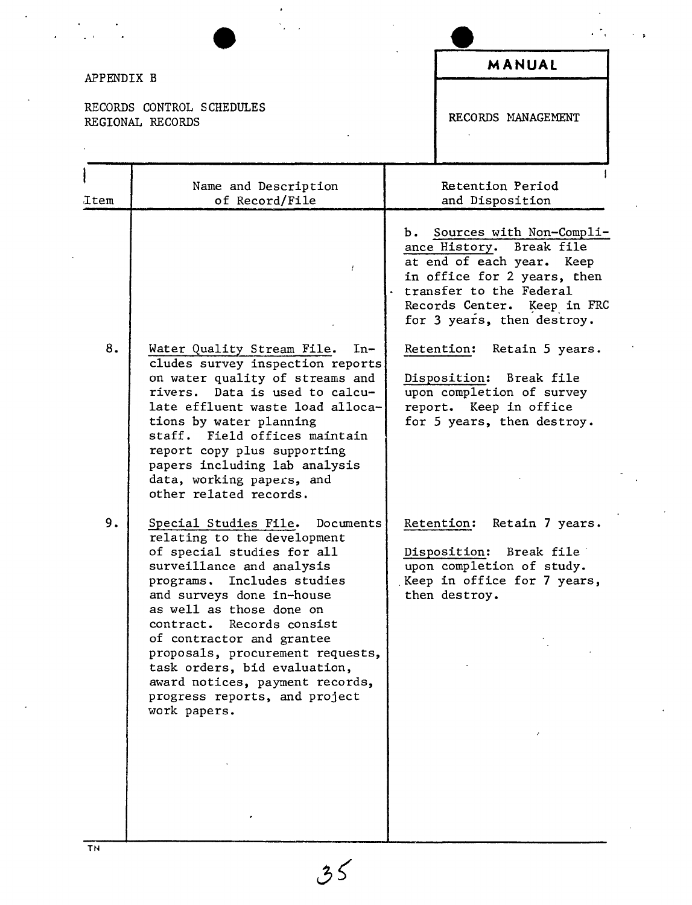APPENDIX B

RECORDS CONTROL SCHEDULES
REGIONAL RECORDS

**MANUAL**

RECORDS MANAGEMENT

| Item | Name and Description of Record/File | Retention Period and Disposition |
|---|---|---|
| | | b. Sources with Non-Compliance History. Break file at end of each year. Keep in office for 2 years, then transfer to the Federal Records Center. Keep in FRC for 3 years, then destroy. |
| 8. | Water Quality Stream File. Includes survey inspection reports on water quality of streams and rivers. Data is used to calculate effluent waste load allocations by water planning staff. Field offices maintain report copy plus supporting papers including lab analysis data, working papers, and other related records. | Retention: Retain 5 years.<br><br>Disposition: Break file upon completion of survey report. Keep in office for 5 years, then destroy. |
| 9. | Special Studies File. Documents relating to the development of special studies for all surveillance and analysis programs. Includes studies and surveys done in-house as well as those done on contract. Records consist of contractor and grantee proposals, procurement requests, task orders, bid evaluation, award notices, payment records, progress reports, and project work papers. | Retention: Retain 7 years.<br><br>Disposition: Break file upon completion of study. Keep in office for 7 years, then destroy. |

TN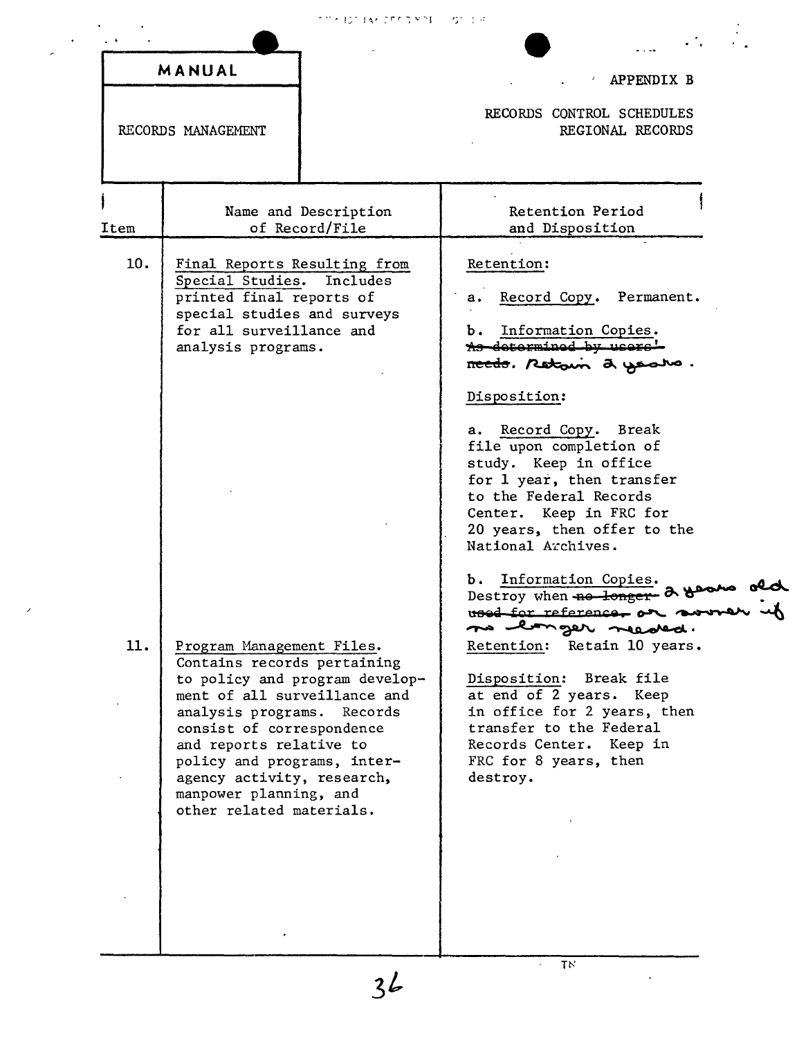**MANUAL**

RECORDS MANAGEMENT

APPENDIX B

RECORDS CONTROL SCHEDULES
REGIONAL RECORDS

| Item | Name and Description of Record/File | Retention Period and Disposition |
|---|---|---|
| 10. | <u>Final Reports Resulting from Special Studies</u>. Includes printed final reports of special studies and surveys for all surveillance and analysis programs. | <u>Retention</u>:<br><br>a. <u>Record Copy</u>. Permanent.<br><br>b. <u>Information Copies</u>. ~~As determined by users' needs~~. Retain 2 years.<br><br><u>Disposition</u>:<br><br>a. <u>Record Copy</u>. Break file upon completion of study. Keep in office for 1 year, then transfer to the Federal Records Center. Keep in FRC for 20 years, then offer to the National Archives.<br><br>b. <u>Information Copies</u>. Destroy when ~~no longer used for reference~~. 2 years old or sooner if no longer needed. |
| 11. | <u>Program Management Files</u>. Contains records pertaining to policy and program development of all surveillance and analysis programs. Records consist of correspondence and reports relative to policy and programs, interagency activity, research, manpower planning, and other related materials. | <u>Retention</u>: Retain 10 years.<br><br><u>Disposition</u>: Break file at end of 2 years. Keep in office for 2 years, then transfer to the Federal Records Center. Keep in FRC for 8 years, then destroy. |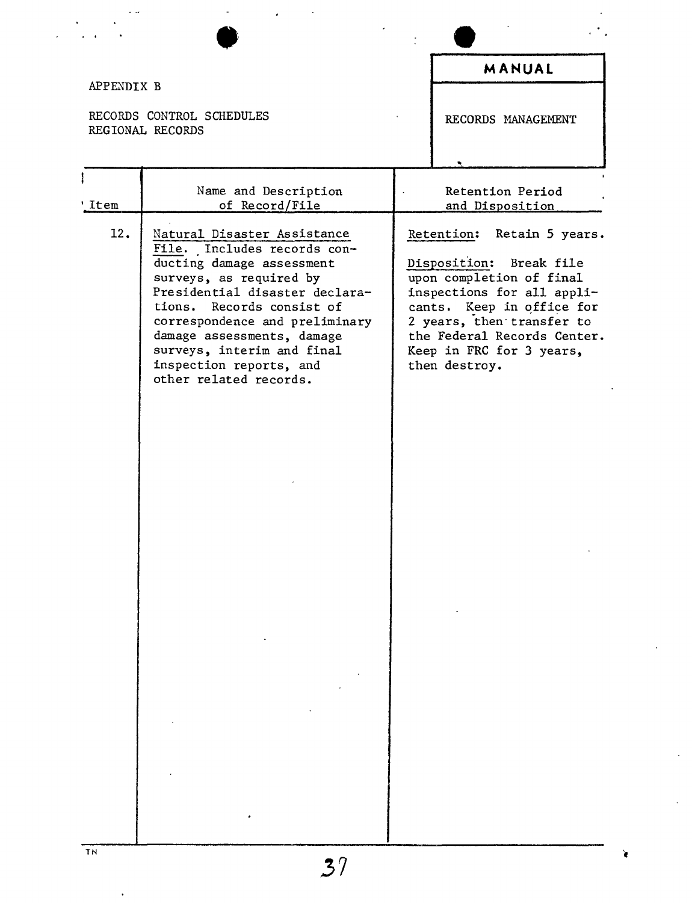APPENDIX B

RECORDS CONTROL SCHEDULES
REGIONAL RECORDS

**MANUAL**

RECORDS MANAGEMENT

| Item | Name and Description of Record/File | Retention Period and Disposition |
| --- | --- | --- |
| 12. | Natural Disaster Assistance File. Includes records conducting damage assessment surveys, as required by Presidential disaster declarations. Records consist of correspondence and preliminary damage assessments, damage surveys, interim and final inspection reports, and other related records. | Retention: Retain 5 years.<br><br>Disposition: Break file upon completion of final inspections for all applicants. Keep in office for 2 years, then transfer to the Federal Records Center. Keep in FRC for 3 years, then destroy. |

TN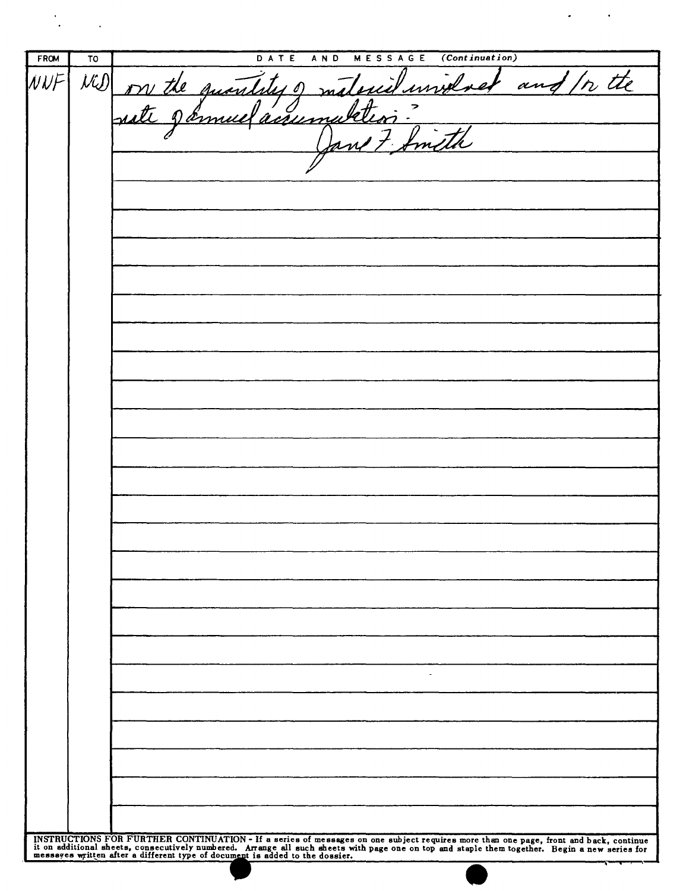| FROM | TO | DATE AND MESSAGE *(Continuation)* |
| --- | --- | --- |
| NNF | NCD | on the quantity of material involved and/or the rate of annual accumulation? |
| | | Jane F. Smith |

INSTRUCTIONS FOR FURTHER CONTINUATION - If a series of messages on one subject requires more than one page, front and back, continue it on additional sheets, consecutively numbered. Arrange all such sheets with page one on top and staple them together. Begin a new series for messages written after a different type of document is added to the dossier.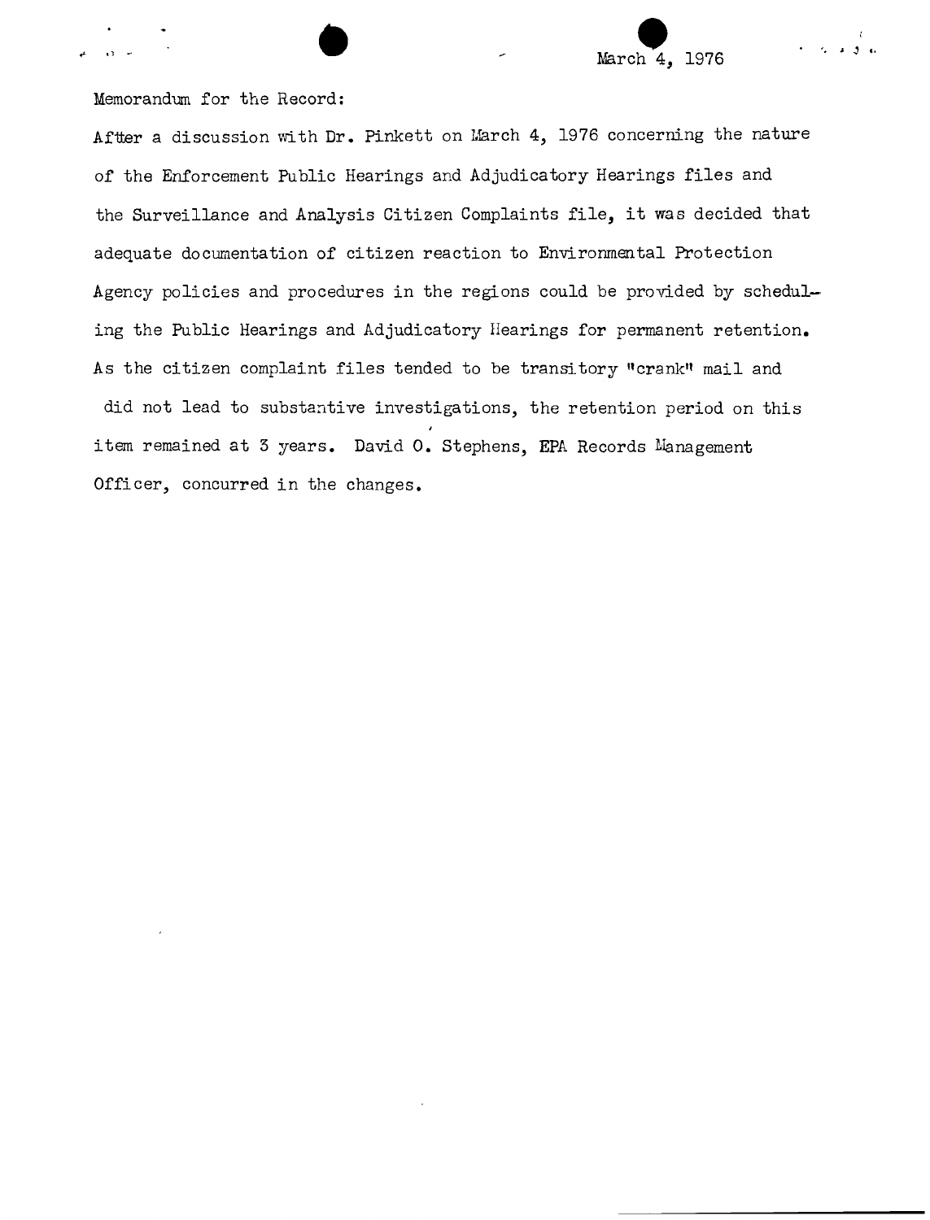March 4, 1976

Memorandum for the Record:

After a discussion with Dr. Pinkett on March 4, 1976 concerning the nature of the Enforcement Public Hearings and Adjudicatory Hearings files and the Surveillance and Analysis Citizen Complaints file, it was decided that adequate documentation of citizen reaction to Environmental Protection Agency policies and procedures in the regions could be provided by scheduling the Public Hearings and Adjudicatory Hearings for permanent retention. As the citizen complaint files tended to be transitory "crank" mail and did not lead to substantive investigations, the retention period on this item remained at 3 years. David O. Stephens, EPA Records Management Officer, concurred in the changes.